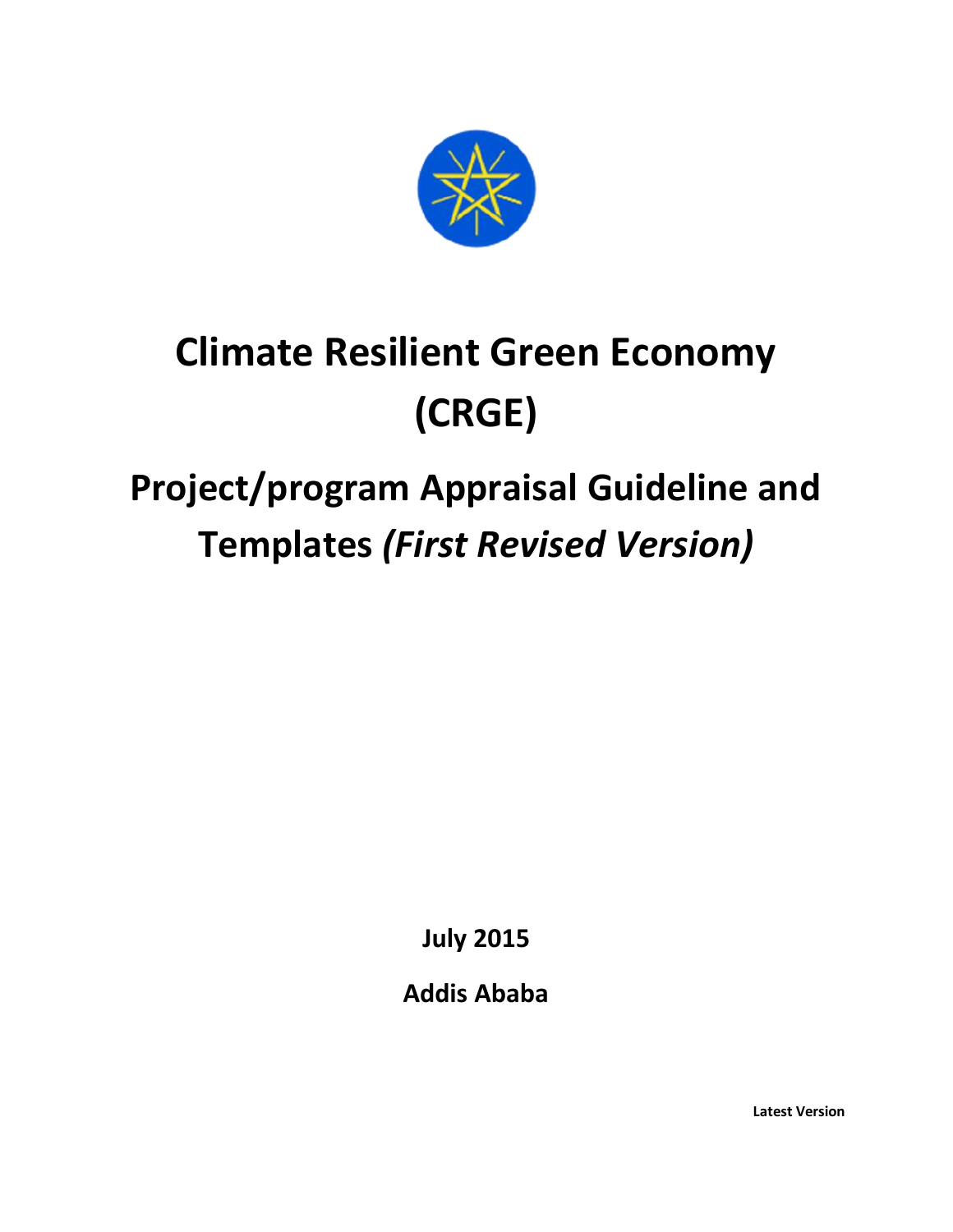# Climate Resilient Green Economy (CRGE)

## Project/program Appraisal Guideline and Templates *(First Revised Version)*

**July 2015**

**Addis Ababa**

**Latest Version**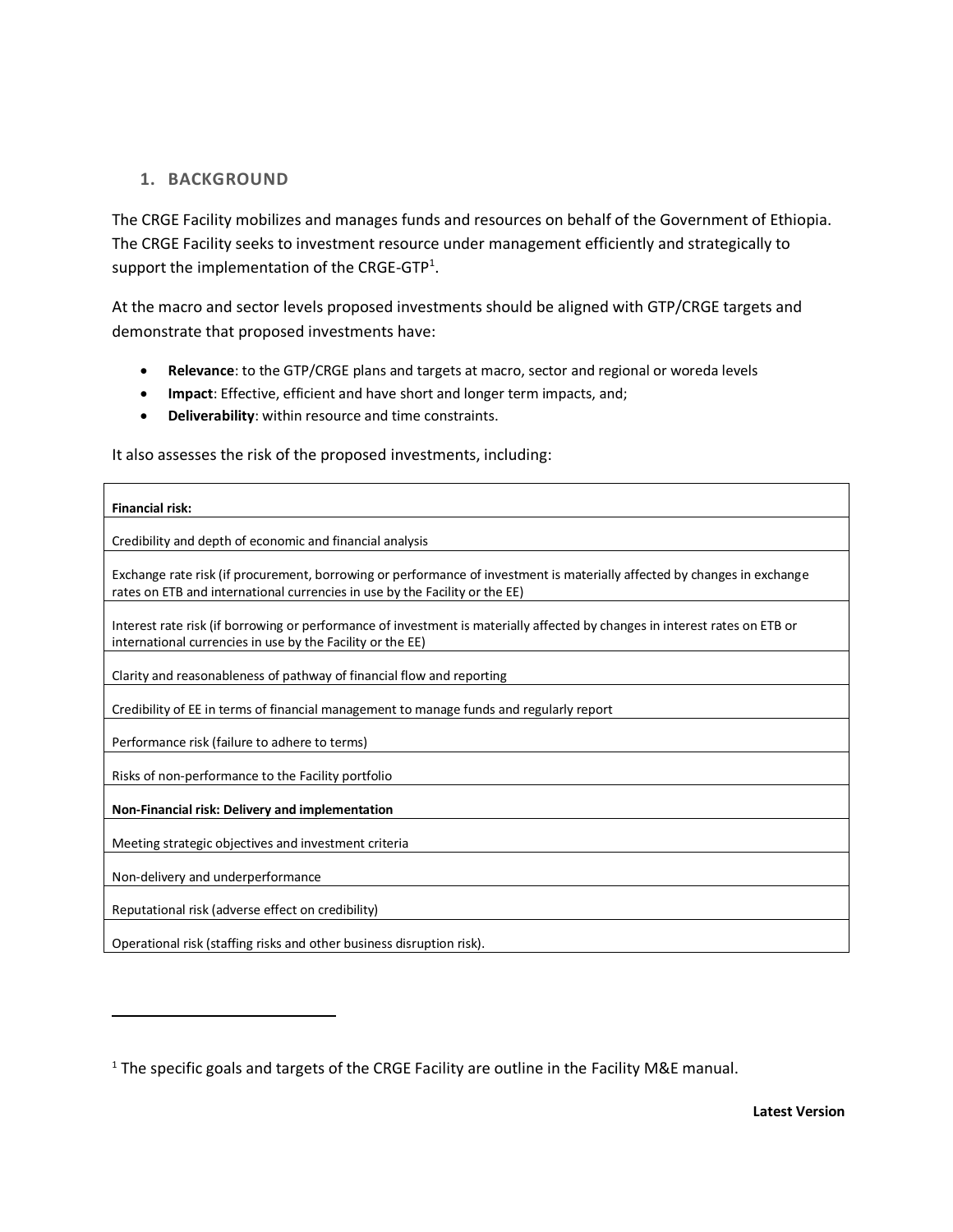## 1. BACKGROUND

The CRGE Facility mobilizes and manages funds and resources on behalf of the Government of Ethiopia. The CRGE Facility seeks to investment resource under management efficiently and strategically to support the implementation of the CRGE-GTP[1].

At the macro and sector levels proposed investments should be aligned with GTP/CRGE targets and demonstrate that proposed investments have:

- **Relevance**: to the GTP/CRGE plans and targets at macro, sector and regional or woreda levels
- **Impact**: Effective, efficient and have short and longer term impacts, and;
- **Deliverability**: within resource and time constraints.

It also assesses the risk of the proposed investments, including:

| **Financial risk:** |
|---|
| Credibility and depth of economic and financial analysis |
| Exchange rate risk (if procurement, borrowing or performance of investment is materially affected by changes in exchange rates on ETB and international currencies in use by the Facility or the EE) |
| Interest rate risk (if borrowing or performance of investment is materially affected by changes in interest rates on ETB or international currencies in use by the Facility or the EE) |
| Clarity and reasonableness of pathway of financial flow and reporting |
| Credibility of EE in terms of financial management to manage funds and regularly report |
| Performance risk (failure to adhere to terms) |
| Risks of non-performance to the Facility portfolio |
| **Non-Financial risk: Delivery and implementation** |
| Meeting strategic objectives and investment criteria |
| Non-delivery and underperformance |
| Reputational risk (adverse effect on credibility) |
| Operational risk (staffing risks and other business disruption risk). |

[1] The specific goals and targets of the CRGE Facility are outline in the Facility M&E manual.

**Latest Version**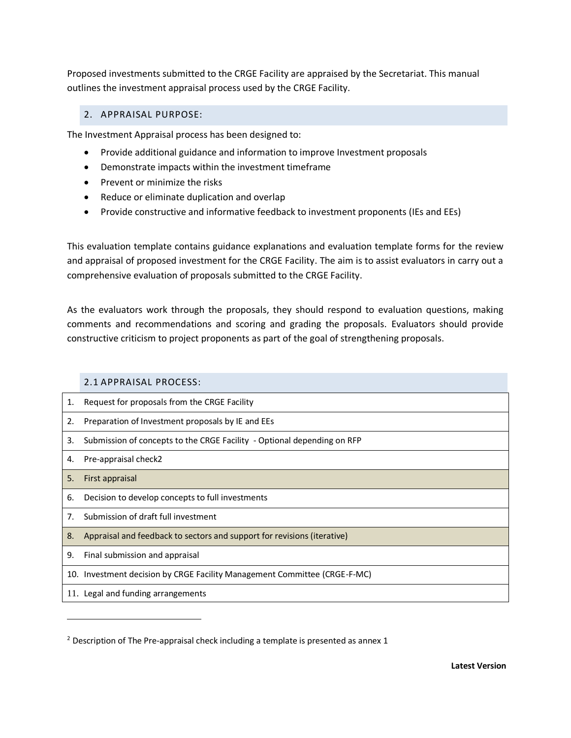Proposed investments submitted to the CRGE Facility are appraised by the Secretariat. This manual outlines the investment appraisal process used by the CRGE Facility.

## 2. APPRAISAL PURPOSE:

The Investment Appraisal process has been designed to:

- Provide additional guidance and information to improve Investment proposals
- Demonstrate impacts within the investment timeframe
- Prevent or minimize the risks
- Reduce or eliminate duplication and overlap
- Provide constructive and informative feedback to investment proponents (IEs and EEs)

This evaluation template contains guidance explanations and evaluation template forms for the review and appraisal of proposed investment for the CRGE Facility. The aim is to assist evaluators in carry out a comprehensive evaluation of proposals submitted to the CRGE Facility.

As the evaluators work through the proposals, they should respond to evaluation questions, making comments and recommendations and scoring and grading the proposals. Evaluators should provide constructive criticism to project proponents as part of the goal of strengthening proposals.

### 2.1 APPRAISAL PROCESS:

| | |
|---|---|
| 1. | Request for proposals from the CRGE Facility |
| 2. | Preparation of Investment proposals by IE and EEs |
| 3. | Submission of concepts to the CRGE Facility - Optional depending on RFP |
| 4. | Pre-appraisal check[2] |
| 5. | First appraisal |
| 6. | Decision to develop concepts to full investments |
| 7. | Submission of draft full investment |
| 8. | Appraisal and feedback to sectors and support for revisions (iterative) |
| 9. | Final submission and appraisal |
| 10. | Investment decision by CRGE Facility Management Committee (CRGE-F-MC) |
| 11. | Legal and funding arrangements |

[2] Description of The Pre-appraisal check including a template is presented as annex 1

**Latest Version**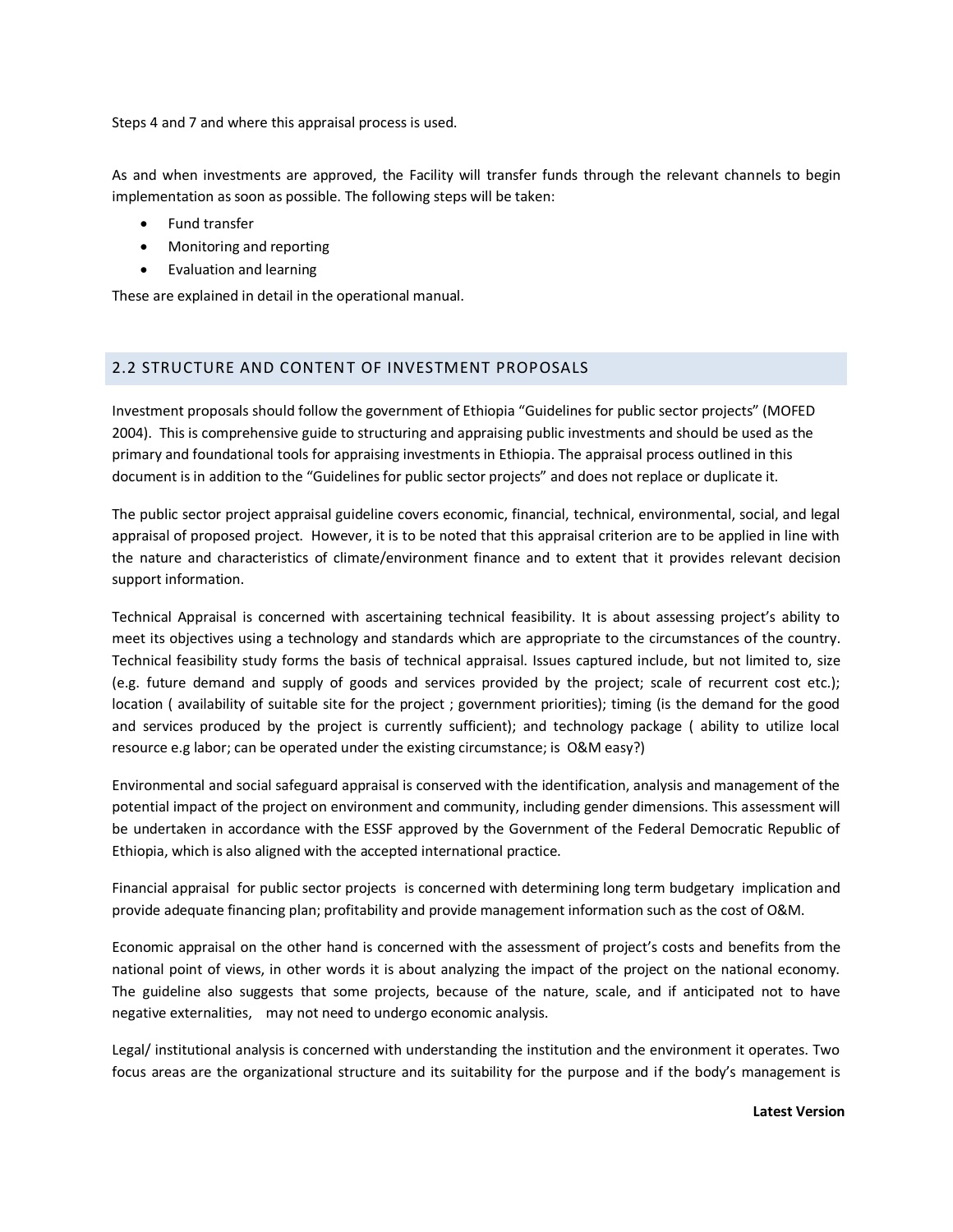Steps 4 and 7 and where this appraisal process is used.

As and when investments are approved, the Facility will transfer funds through the relevant channels to begin implementation as soon as possible. The following steps will be taken:

- Fund transfer
- Monitoring and reporting
- Evaluation and learning

These are explained in detail in the operational manual.

## 2.2 STRUCTURE AND CONTENT OF INVESTMENT PROPOSALS

Investment proposals should follow the government of Ethiopia “Guidelines for public sector projects” (MOFED 2004). This is comprehensive guide to structuring and appraising public investments and should be used as the primary and foundational tools for appraising investments in Ethiopia. The appraisal process outlined in this document is in addition to the “Guidelines for public sector projects” and does not replace or duplicate it.

The public sector project appraisal guideline covers economic, financial, technical, environmental, social, and legal appraisal of proposed project. However, it is to be noted that this appraisal criterion are to be applied in line with the nature and characteristics of climate/environment finance and to extent that it provides relevant decision support information.

Technical Appraisal is concerned with ascertaining technical feasibility. It is about assessing project’s ability to meet its objectives using a technology and standards which are appropriate to the circumstances of the country. Technical feasibility study forms the basis of technical appraisal. Issues captured include, but not limited to, size (e.g. future demand and supply of goods and services provided by the project; scale of recurrent cost etc.); location ( availability of suitable site for the project ; government priorities); timing (is the demand for the good and services produced by the project is currently sufficient); and technology package ( ability to utilize local resource e.g labor; can be operated under the existing circumstance; is O&M easy?)

Environmental and social safeguard appraisal is conserved with the identification, analysis and management of the potential impact of the project on environment and community, including gender dimensions. This assessment will be undertaken in accordance with the ESSF approved by the Government of the Federal Democratic Republic of Ethiopia, which is also aligned with the accepted international practice.

Financial appraisal for public sector projects is concerned with determining long term budgetary implication and provide adequate financing plan; profitability and provide management information such as the cost of O&M.

Economic appraisal on the other hand is concerned with the assessment of project’s costs and benefits from the national point of views, in other words it is about analyzing the impact of the project on the national economy. The guideline also suggests that some projects, because of the nature, scale, and if anticipated not to have negative externalities, may not need to undergo economic analysis.

Legal/ institutional analysis is concerned with understanding the institution and the environment it operates. Two focus areas are the organizational structure and its suitability for the purpose and if the body’s management is

**Latest Version**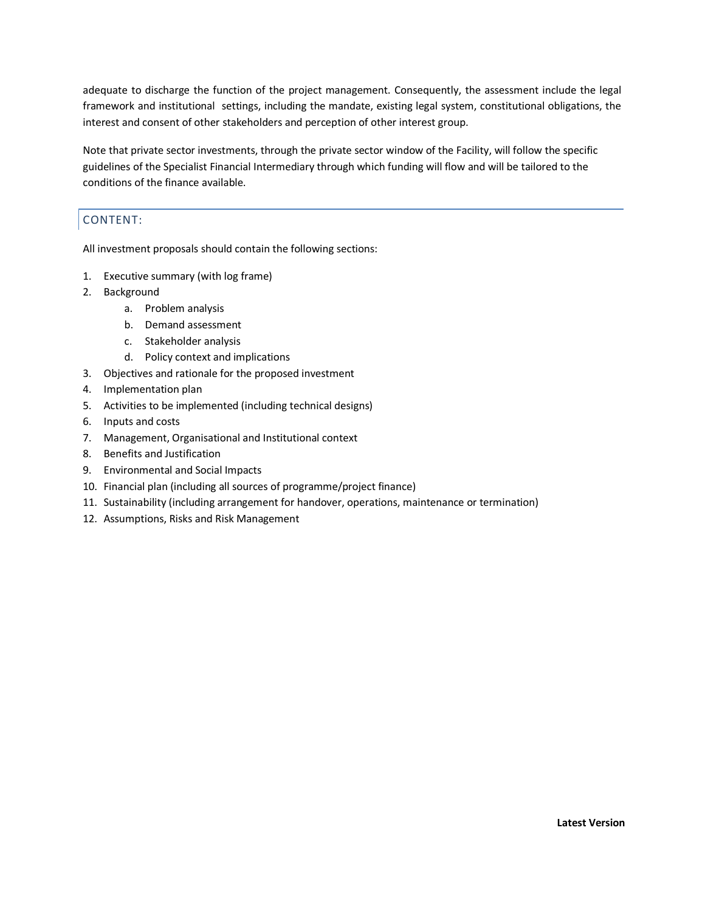adequate to discharge the function of the project management. Consequently, the assessment include the legal framework and institutional settings, including the mandate, existing legal system, constitutional obligations, the interest and consent of other stakeholders and perception of other interest group.

Note that private sector investments, through the private sector window of the Facility, will follow the specific guidelines of the Specialist Financial Intermediary through which funding will flow and will be tailored to the conditions of the finance available.

## CONTENT:

All investment proposals should contain the following sections:

1. Executive summary (with log frame)
2. Background
    a. Problem analysis
    b. Demand assessment
    c. Stakeholder analysis
    d. Policy context and implications
3. Objectives and rationale for the proposed investment
4. Implementation plan
5. Activities to be implemented (including technical designs)
6. Inputs and costs
7. Management, Organisational and Institutional context
8. Benefits and Justification
9. Environmental and Social Impacts
10. Financial plan (including all sources of programme/project finance)
11. Sustainability (including arrangement for handover, operations, maintenance or termination)
12. Assumptions, Risks and Risk Management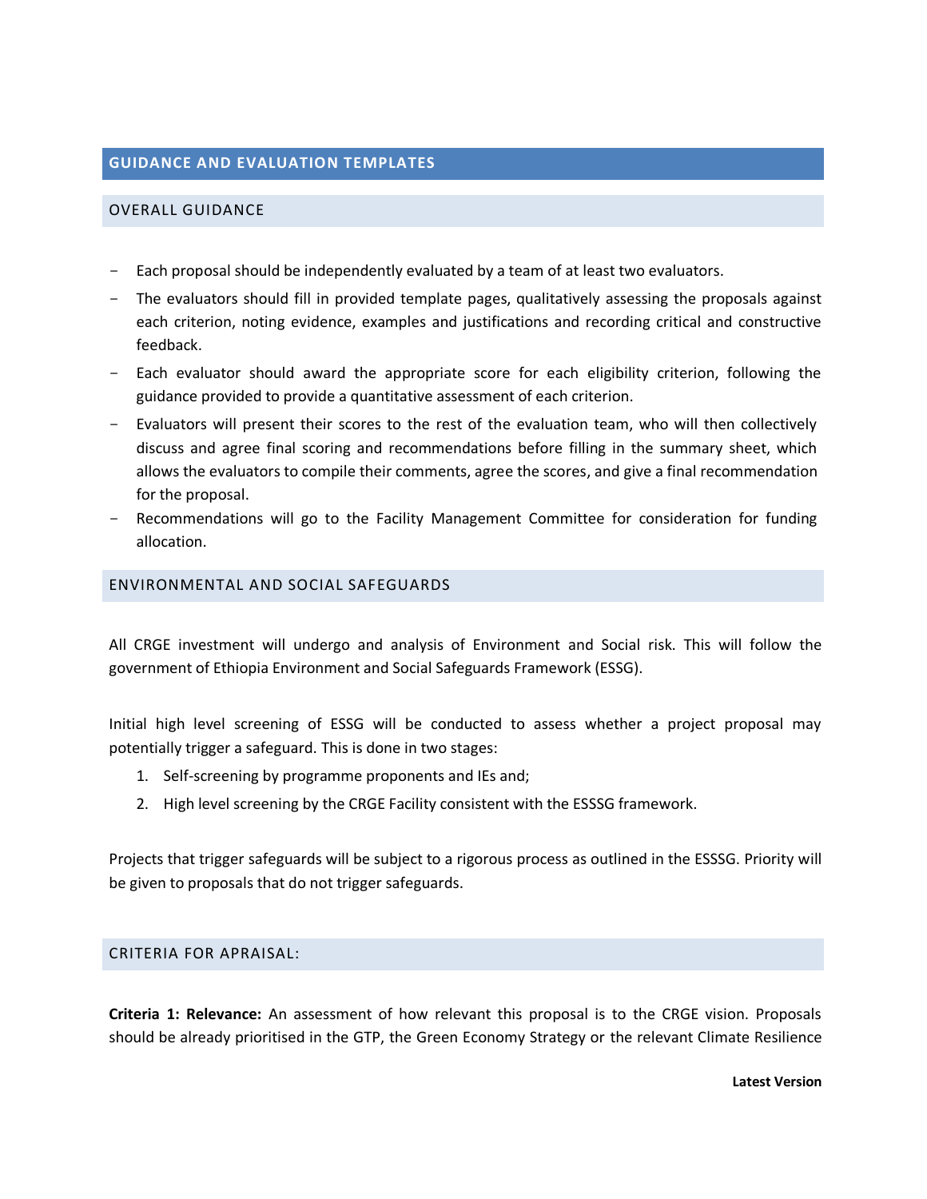## GUIDANCE AND EVALUATION TEMPLATES

### OVERALL GUIDANCE

- Each proposal should be independently evaluated by a team of at least two evaluators.
- The evaluators should fill in provided template pages, qualitatively assessing the proposals against each criterion, noting evidence, examples and justifications and recording critical and constructive feedback.
- Each evaluator should award the appropriate score for each eligibility criterion, following the guidance provided to provide a quantitative assessment of each criterion.
- Evaluators will present their scores to the rest of the evaluation team, who will then collectively discuss and agree final scoring and recommendations before filling in the summary sheet, which allows the evaluators to compile their comments, agree the scores, and give a final recommendation for the proposal.
- Recommendations will go to the Facility Management Committee for consideration for funding allocation.

### ENVIRONMENTAL AND SOCIAL SAFEGUARDS

All CRGE investment will undergo and analysis of Environment and Social risk. This will follow the government of Ethiopia Environment and Social Safeguards Framework (ESSG).

Initial high level screening of ESSG will be conducted to assess whether a project proposal may potentially trigger a safeguard. This is done in two stages:

1. Self-screening by programme proponents and IEs and;
2. High level screening by the CRGE Facility consistent with the ESSSG framework.

Projects that trigger safeguards will be subject to a rigorous process as outlined in the ESSSG. Priority will be given to proposals that do not trigger safeguards.

### CRITERIA FOR APRAISAL:

**Criteria 1: Relevance:** An assessment of how relevant this proposal is to the CRGE vision. Proposals should be already prioritised in the GTP, the Green Economy Strategy or the relevant Climate Resilience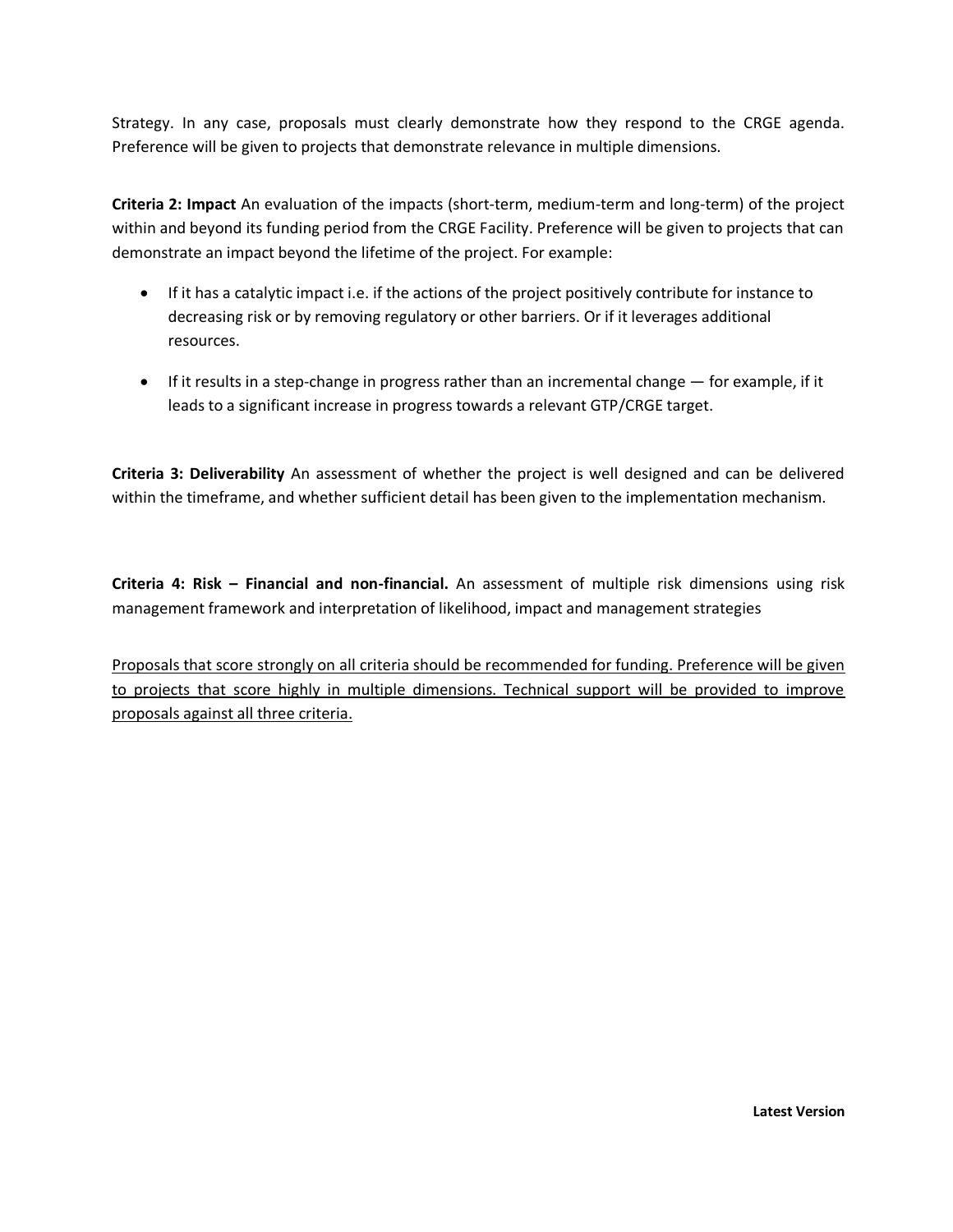Strategy. In any case, proposals must clearly demonstrate how they respond to the CRGE agenda. Preference will be given to projects that demonstrate relevance in multiple dimensions.

**Criteria 2: Impact** An evaluation of the impacts (short-term, medium-term and long-term) of the project within and beyond its funding period from the CRGE Facility. Preference will be given to projects that can demonstrate an impact beyond the lifetime of the project. For example:

- If it has a catalytic impact i.e. if the actions of the project positively contribute for instance to decreasing risk or by removing regulatory or other barriers. Or if it leverages additional resources.
- If it results in a step-change in progress rather than an incremental change — for example, if it leads to a significant increase in progress towards a relevant GTP/CRGE target.

**Criteria 3: Deliverability** An assessment of whether the project is well designed and can be delivered within the timeframe, and whether sufficient detail has been given to the implementation mechanism.

**Criteria 4: Risk – Financial and non-financial.** An assessment of multiple risk dimensions using risk management framework and interpretation of likelihood, impact and management strategies

<u>Proposals that score strongly on all criteria should be recommended for funding. Preference will be given to projects that score highly in multiple dimensions. Technical support will be provided to improve proposals against all three criteria.</u>

**Latest Version**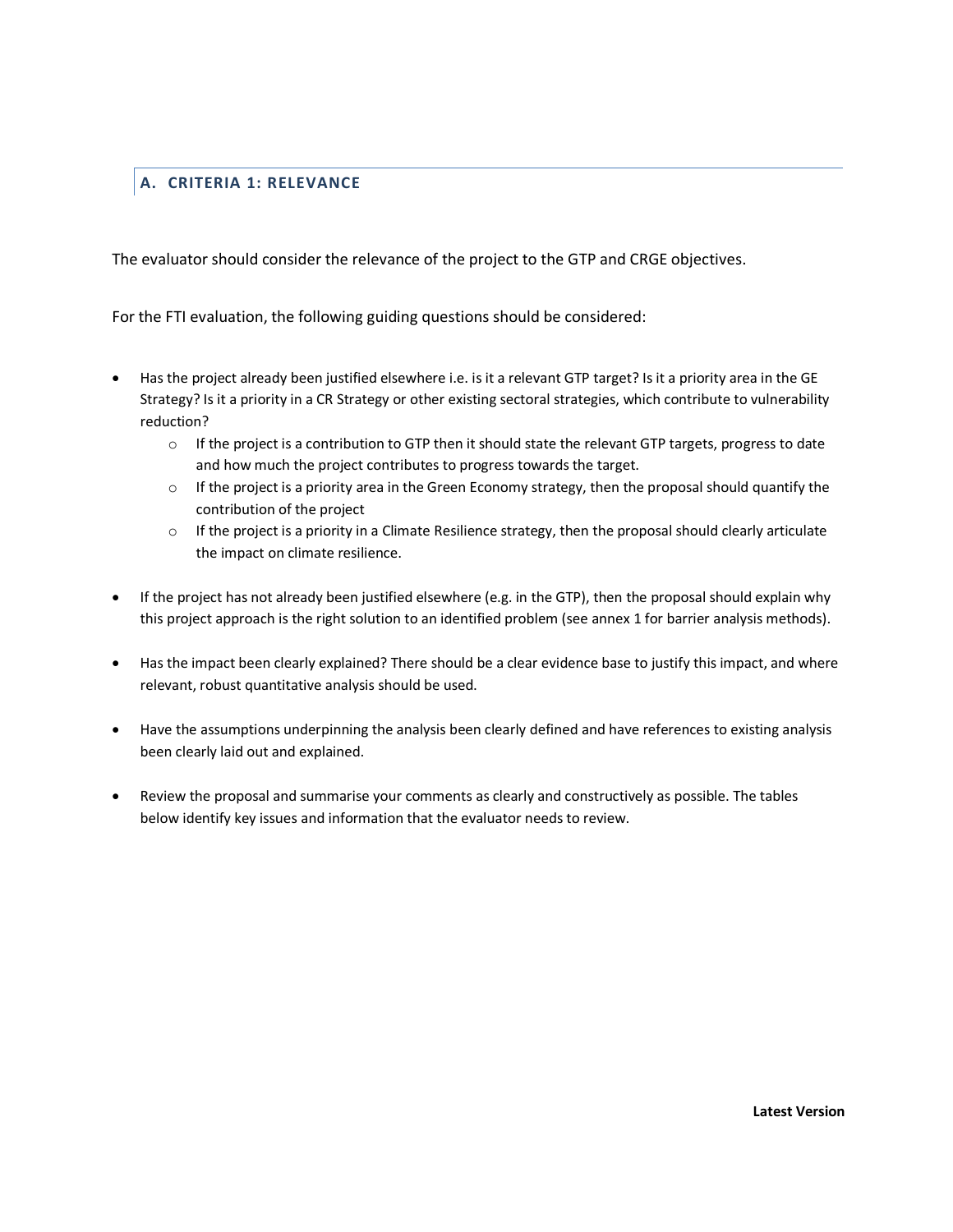## A. CRITERIA 1: RELEVANCE

The evaluator should consider the relevance of the project to the GTP and CRGE objectives.

For the FTI evaluation, the following guiding questions should be considered:

- Has the project already been justified elsewhere i.e. is it a relevant GTP target? Is it a priority area in the GE Strategy? Is it a priority in a CR Strategy or other existing sectoral strategies, which contribute to vulnerability reduction?
  - If the project is a contribution to GTP then it should state the relevant GTP targets, progress to date and how much the project contributes to progress towards the target.
  - If the project is a priority area in the Green Economy strategy, then the proposal should quantify the contribution of the project
  - If the project is a priority in a Climate Resilience strategy, then the proposal should clearly articulate the impact on climate resilience.
- If the project has not already been justified elsewhere (e.g. in the GTP), then the proposal should explain why this project approach is the right solution to an identified problem (see annex 1 for barrier analysis methods).
- Has the impact been clearly explained? There should be a clear evidence base to justify this impact, and where relevant, robust quantitative analysis should be used.
- Have the assumptions underpinning the analysis been clearly defined and have references to existing analysis been clearly laid out and explained.
- Review the proposal and summarise your comments as clearly and constructively as possible. The tables below identify key issues and information that the evaluator needs to review.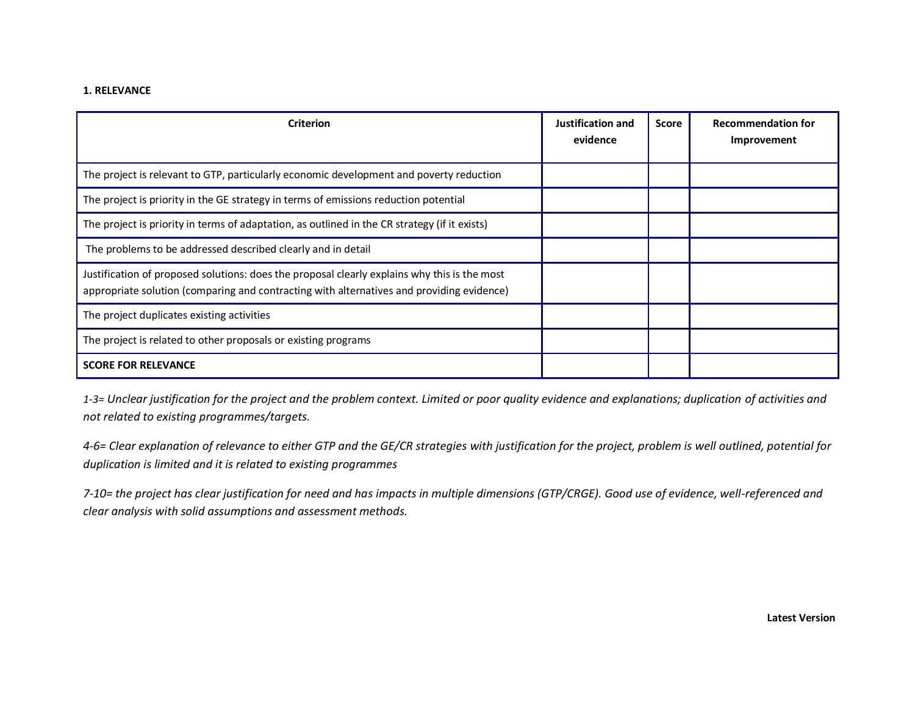**1. RELEVANCE**

| Criterion | Justification and evidence | Score | Recommendation for Improvement |
| --- | --- | --- | --- |
| The project is relevant to GTP, particularly economic development and poverty reduction | | | |
| The project is priority in the GE strategy in terms of emissions reduction potential | | | |
| The project is priority in terms of adaptation, as outlined in the CR strategy (if it exists) | | | |
| The problems to be addressed described clearly and in detail | | | |
| Justification of proposed solutions: does the proposal clearly explains why this is the most appropriate solution (comparing and contracting with alternatives and providing evidence) | | | |
| The project duplicates existing activities | | | |
| The project is related to other proposals or existing programs | | | |
| **SCORE FOR RELEVANCE** | | | |

*1-3= Unclear justification for the project and the problem context. Limited or poor quality evidence and explanations; duplication of activities and not related to existing programmes/targets.*

*4-6= Clear explanation of relevance to either GTP and the GE/CR strategies with justification for the project, problem is well outlined, potential for duplication is limited and it is related to existing programmes*

*7-10= the project has clear justification for need and has impacts in multiple dimensions (GTP/CRGE). Good use of evidence, well-referenced and clear analysis with solid assumptions and assessment methods.*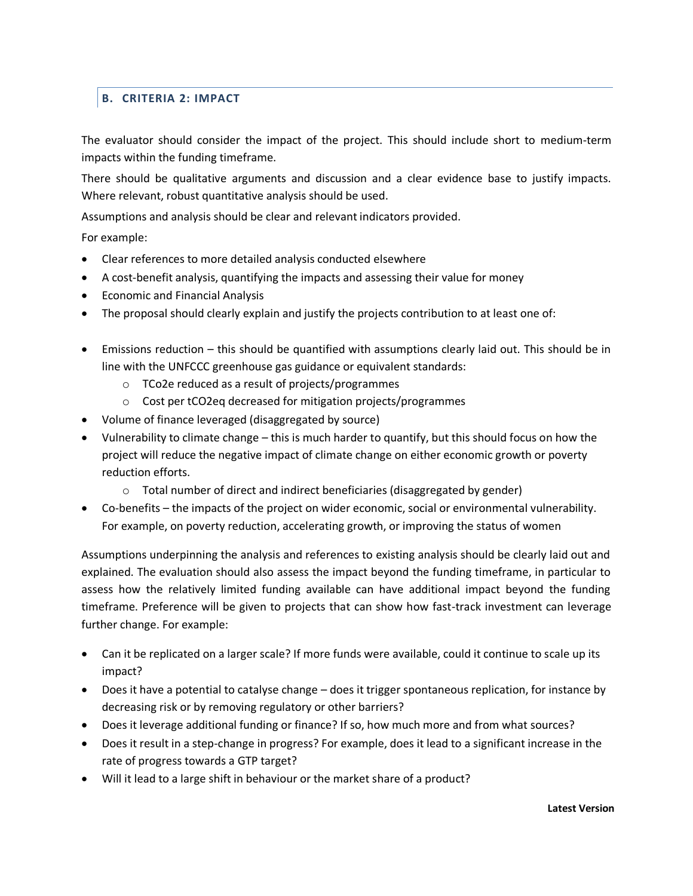## B. CRITERIA 2: IMPACT

The evaluator should consider the impact of the project. This should include short to medium-term impacts within the funding timeframe.

There should be qualitative arguments and discussion and a clear evidence base to justify impacts. Where relevant, robust quantitative analysis should be used.

Assumptions and analysis should be clear and relevant indicators provided.

For example:

- Clear references to more detailed analysis conducted elsewhere
- A cost-benefit analysis, quantifying the impacts and assessing their value for money
- Economic and Financial Analysis
- The proposal should clearly explain and justify the projects contribution to at least one of:

- Emissions reduction – this should be quantified with assumptions clearly laid out. This should be in line with the UNFCCC greenhouse gas guidance or equivalent standards:
  - TCo2e reduced as a result of projects/programmes
  - Cost per tCO2eq decreased for mitigation projects/programmes
- Volume of finance leveraged (disaggregated by source)
- Vulnerability to climate change – this is much harder to quantify, but this should focus on how the project will reduce the negative impact of climate change on either economic growth or poverty reduction efforts.
  - Total number of direct and indirect beneficiaries (disaggregated by gender)
- Co-benefits – the impacts of the project on wider economic, social or environmental vulnerability. For example, on poverty reduction, accelerating growth, or improving the status of women

Assumptions underpinning the analysis and references to existing analysis should be clearly laid out and explained. The evaluation should also assess the impact beyond the funding timeframe, in particular to assess how the relatively limited funding available can have additional impact beyond the funding timeframe. Preference will be given to projects that can show how fast-track investment can leverage further change. For example:

- Can it be replicated on a larger scale? If more funds were available, could it continue to scale up its impact?
- Does it have a potential to catalyse change – does it trigger spontaneous replication, for instance by decreasing risk or by removing regulatory or other barriers?
- Does it leverage additional funding or finance? If so, how much more and from what sources?
- Does it result in a step-change in progress? For example, does it lead to a significant increase in the rate of progress towards a GTP target?
- Will it lead to a large shift in behaviour or the market share of a product?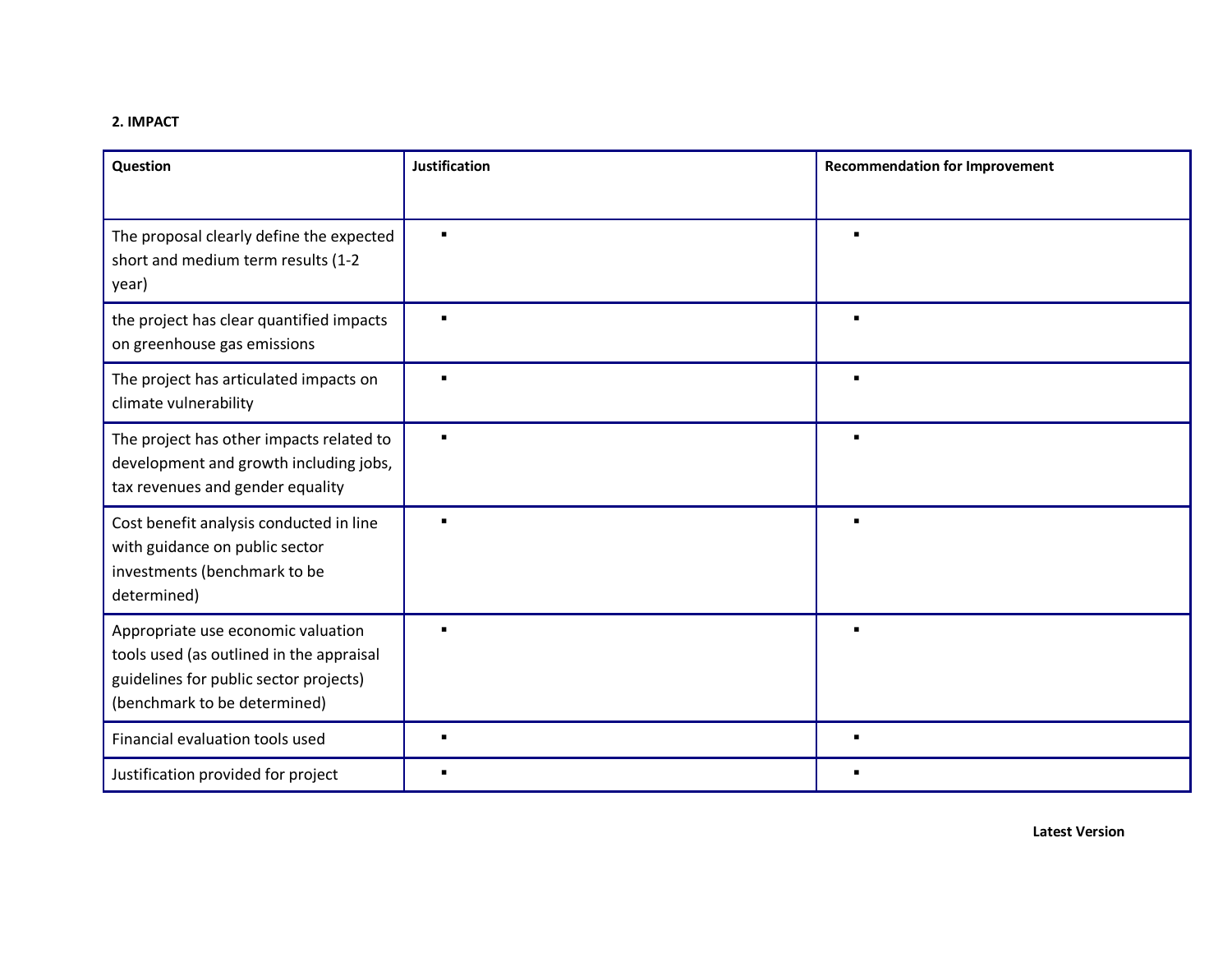**2. IMPACT**

| Question | Justification | Recommendation for Improvement |
|---|---|---|
| The proposal clearly define the expected short and medium term results (1-2 year) | ▪ | ▪ |
| the project has clear quantified impacts on greenhouse gas emissions | ▪ | ▪ |
| The project has articulated impacts on climate vulnerability | ▪ | ▪ |
| The project has other impacts related to development and growth including jobs, tax revenues and gender equality | ▪ | ▪ |
| Cost benefit analysis conducted in line with guidance on public sector investments (benchmark to be determined) | ▪ | ▪ |
| Appropriate use economic valuation tools used (as outlined in the appraisal guidelines for public sector projects) (benchmark to be determined) | ▪ | ▪ |
| Financial evaluation tools used | ▪ | ▪ |
| Justification provided for project | ▪ | ▪ |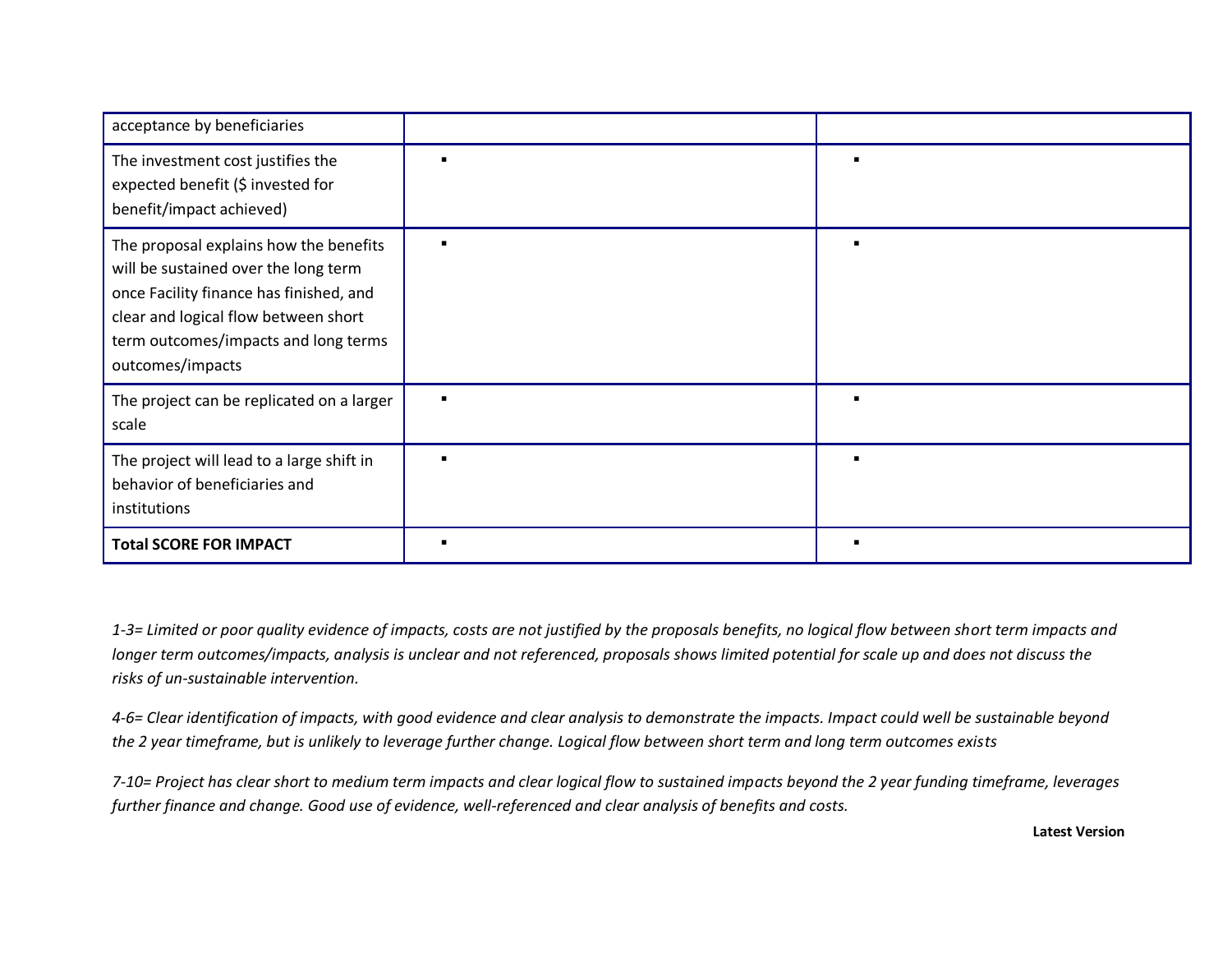| acceptance by beneficiaries | | |
|---|---|---|
| The investment cost justifies the expected benefit ($ invested for benefit/impact achieved) | ▪ | ▪ |
| The proposal explains how the benefits will be sustained over the long term once Facility finance has finished, and clear and logical flow between short term outcomes/impacts and long terms outcomes/impacts | ▪ | ▪ |
| The project can be replicated on a larger scale | ▪ | ▪ |
| The project will lead to a large shift in behavior of beneficiaries and institutions | ▪ | ▪ |
| **Total SCORE FOR IMPACT** | ▪ | ▪ |

*1-3= Limited or poor quality evidence of impacts, costs are not justified by the proposals benefits, no logical flow between short term impacts and longer term outcomes/impacts, analysis is unclear and not referenced, proposals shows limited potential for scale up and does not discuss the risks of un-sustainable intervention.*

*4-6= Clear identification of impacts, with good evidence and clear analysis to demonstrate the impacts. Impact could well be sustainable beyond the 2 year timeframe, but is unlikely to leverage further change. Logical flow between short term and long term outcomes exists*

*7-10= Project has clear short to medium term impacts and clear logical flow to sustained impacts beyond the 2 year funding timeframe, leverages further finance and change. Good use of evidence, well-referenced and clear analysis of benefits and costs.*

**Latest Version**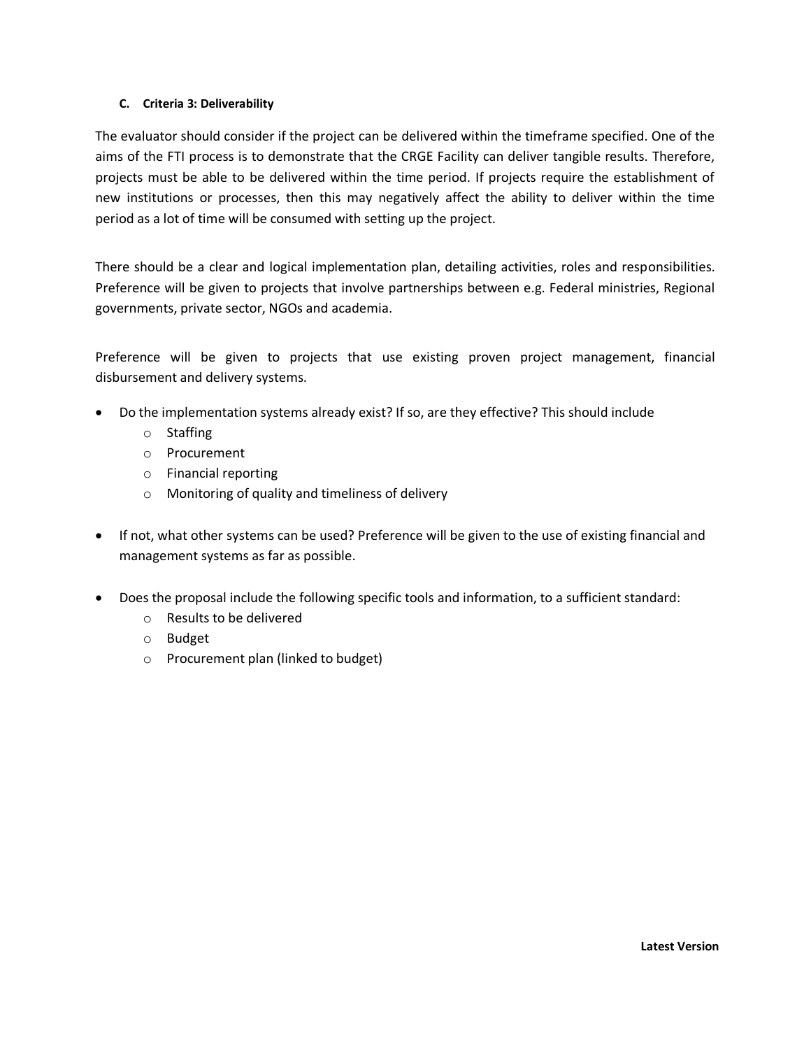### C. Criteria 3: Deliverability

The evaluator should consider if the project can be delivered within the timeframe specified. One of the aims of the FTI process is to demonstrate that the CRGE Facility can deliver tangible results. Therefore, projects must be able to be delivered within the time period. If projects require the establishment of new institutions or processes, then this may negatively affect the ability to deliver within the time period as a lot of time will be consumed with setting up the project.

There should be a clear and logical implementation plan, detailing activities, roles and responsibilities. Preference will be given to projects that involve partnerships between e.g. Federal ministries, Regional governments, private sector, NGOs and academia.

Preference will be given to projects that use existing proven project management, financial disbursement and delivery systems.

- Do the implementation systems already exist? If so, are they effective? This should include
  - Staffing
  - Procurement
  - Financial reporting
  - Monitoring of quality and timeliness of delivery

- If not, what other systems can be used? Preference will be given to the use of existing financial and management systems as far as possible.

- Does the proposal include the following specific tools and information, to a sufficient standard:
  - Results to be delivered
  - Budget
  - Procurement plan (linked to budget)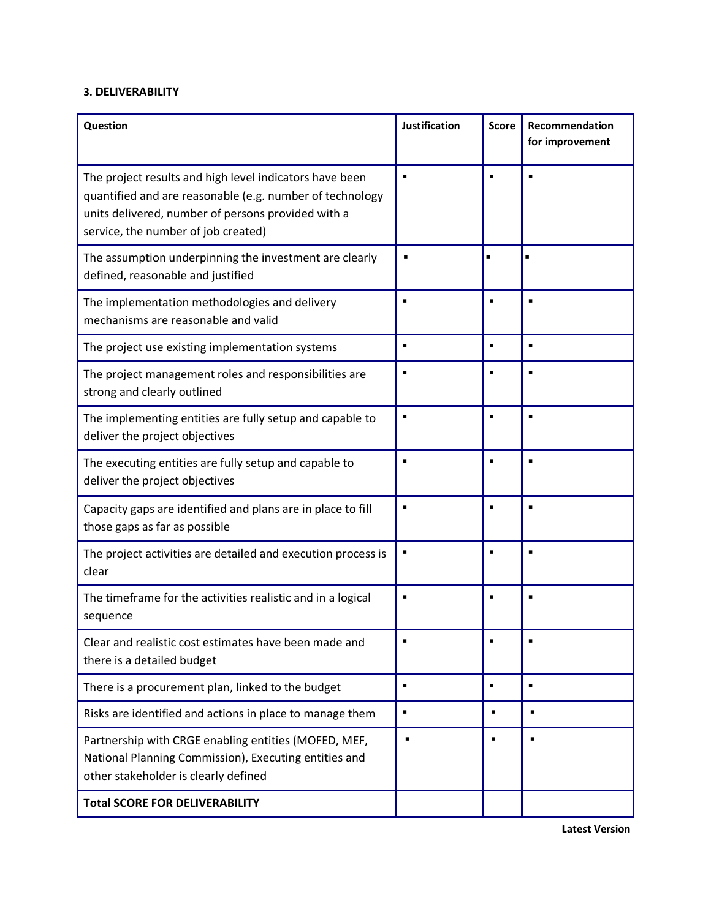**3. DELIVERABILITY**

| Question | Justification | Score | Recommendation for improvement |
| --- | --- | --- | --- |
| The project results and high level indicators have been quantified and are reasonable (e.g. number of technology units delivered, number of persons provided with a service, the number of job created) | ▪ | ▪ | ▪ |
| The assumption underpinning the investment are clearly defined, reasonable and justified | ▪ | ▪ | ▪ |
| The implementation methodologies and delivery mechanisms are reasonable and valid | ▪ | ▪ | ▪ |
| The project use existing implementation systems | ▪ | ▪ | ▪ |
| The project management roles and responsibilities are strong and clearly outlined | ▪ | ▪ | ▪ |
| The implementing entities are fully setup and capable to deliver the project objectives | ▪ | ▪ | ▪ |
| The executing entities are fully setup and capable to deliver the project objectives | ▪ | ▪ | ▪ |
| Capacity gaps are identified and plans are in place to fill those gaps as far as possible | ▪ | ▪ | ▪ |
| The project activities are detailed and execution process is clear | ▪ | ▪ | ▪ |
| The timeframe for the activities realistic and in a logical sequence | ▪ | ▪ | ▪ |
| Clear and realistic cost estimates have been made and there is a detailed budget | ▪ | ▪ | ▪ |
| There is a procurement plan, linked to the budget | ▪ | ▪ | ▪ |
| Risks are identified and actions in place to manage them | ▪ | ▪ | ▪ |
| Partnership with CRGE enabling entities (MOFED, MEF, National Planning Commission), Executing entities and other stakeholder is clearly defined | ▪ | ▪ | ▪ |
| **Total SCORE FOR DELIVERABILITY** | | | |

**Latest Version**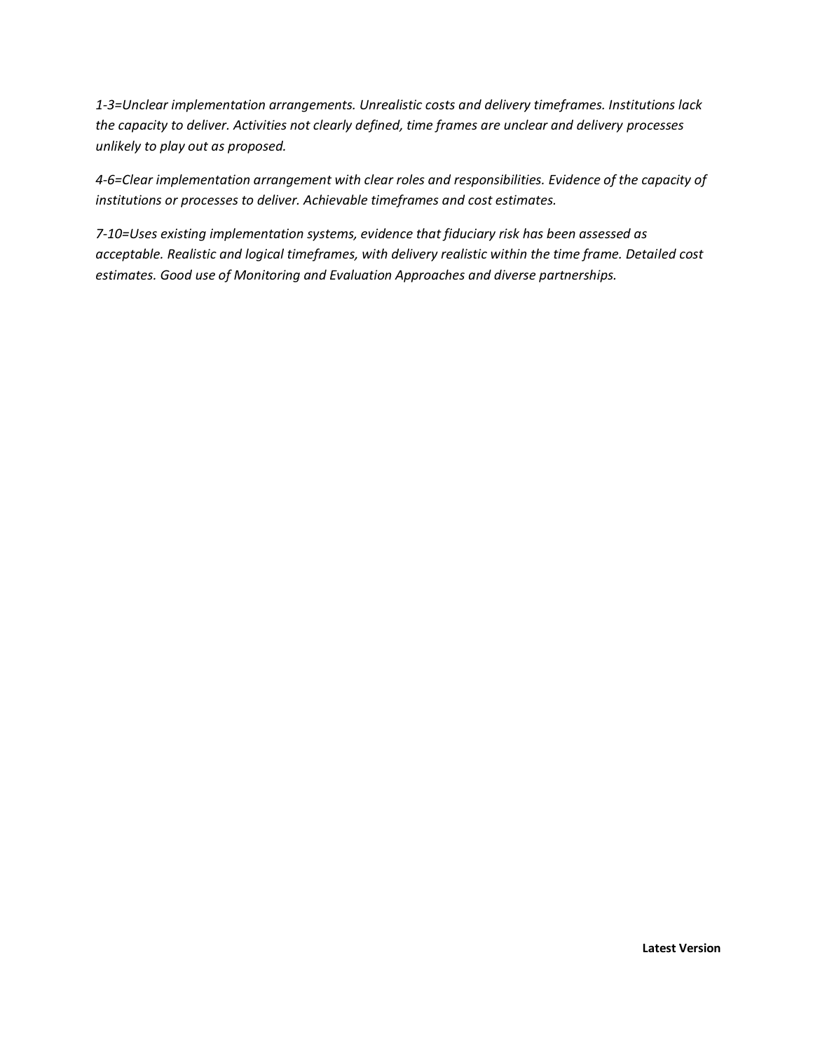*1-3=Unclear implementation arrangements. Unrealistic costs and delivery timeframes. Institutions lack the capacity to deliver. Activities not clearly defined, time frames are unclear and delivery processes unlikely to play out as proposed.*

*4-6=Clear implementation arrangement with clear roles and responsibilities. Evidence of the capacity of institutions or processes to deliver. Achievable timeframes and cost estimates.*

*7-10=Uses existing implementation systems, evidence that fiduciary risk has been assessed as acceptable. Realistic and logical timeframes, with delivery realistic within the time frame. Detailed cost estimates. Good use of Monitoring and Evaluation Approaches and diverse partnerships.*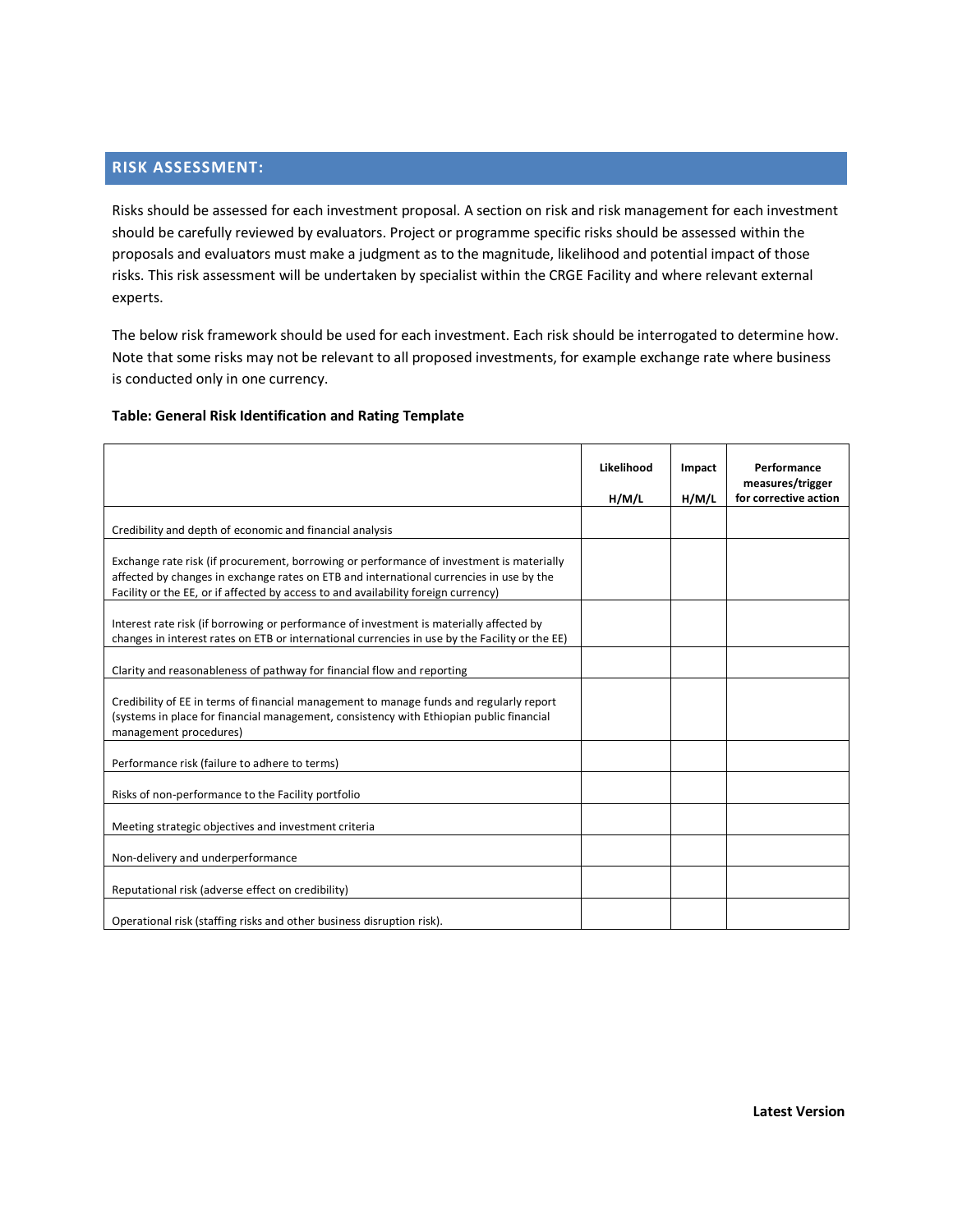## RISK ASSESSMENT:

Risks should be assessed for each investment proposal. A section on risk and risk management for each investment should be carefully reviewed by evaluators. Project or programme specific risks should be assessed within the proposals and evaluators must make a judgment as to the magnitude, likelihood and potential impact of those risks. This risk assessment will be undertaken by specialist within the CRGE Facility and where relevant external experts.

The below risk framework should be used for each investment. Each risk should be interrogated to determine how. Note that some risks may not be relevant to all proposed investments, for example exchange rate where business is conducted only in one currency.

**Table: General Risk Identification and Rating Template**

| | Likelihood H/M/L | Impact H/M/L | Performance measures/trigger for corrective action |
|---|---|---|---|
| Credibility and depth of economic and financial analysis | | | |
| Exchange rate risk (if procurement, borrowing or performance of investment is materially affected by changes in exchange rates on ETB and international currencies in use by the Facility or the EE, or if affected by access to and availability foreign currency) | | | |
| Interest rate risk (if borrowing or performance of investment is materially affected by changes in interest rates on ETB or international currencies in use by the Facility or the EE) | | | |
| Clarity and reasonableness of pathway for financial flow and reporting | | | |
| Credibility of EE in terms of financial management to manage funds and regularly report (systems in place for financial management, consistency with Ethiopian public financial management procedures) | | | |
| Performance risk (failure to adhere to terms) | | | |
| Risks of non-performance to the Facility portfolio | | | |
| Meeting strategic objectives and investment criteria | | | |
| Non-delivery and underperformance | | | |
| Reputational risk (adverse effect on credibility) | | | |
| Operational risk (staffing risks and other business disruption risk). | | | |

**Latest Version**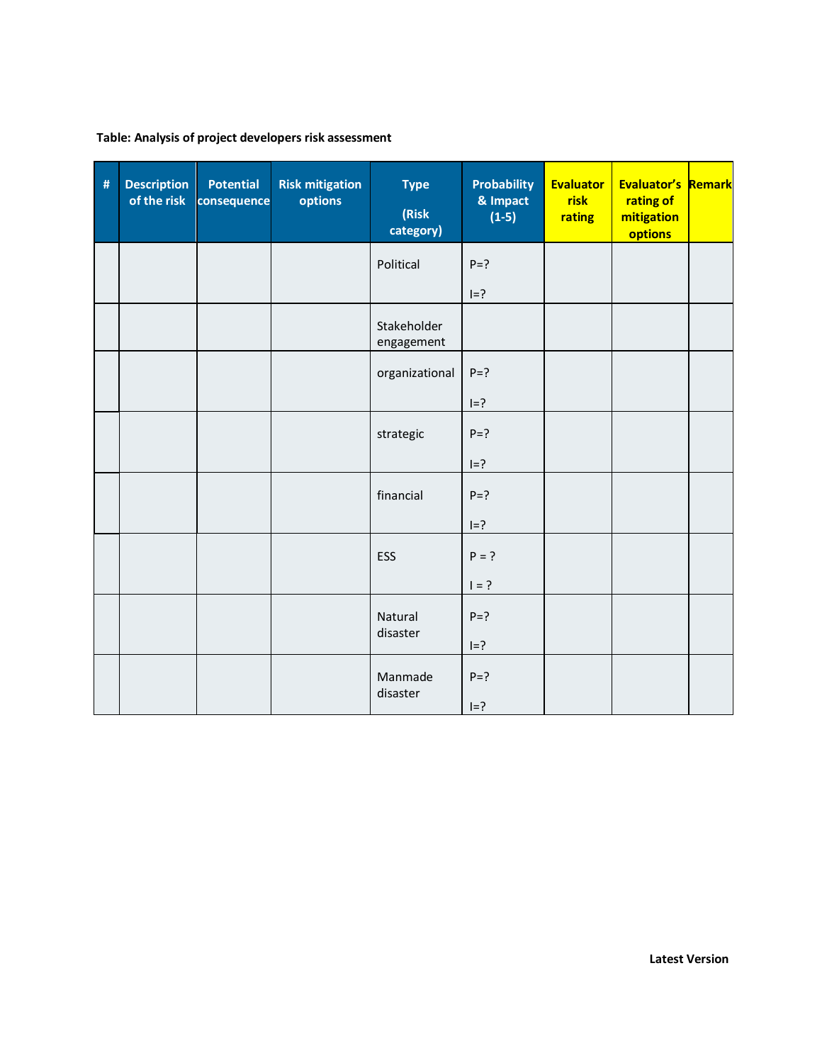**Table: Analysis of project developers risk assessment**

| # | Description of the risk | Potential consequence | Risk mitigation options | Type (Risk category) | Probability & Impact (1-5) | Evaluator risk rating | Evaluator's rating of mitigation options | Remark |
|---|---|---|---|---|---|---|---|---|
| | | | | Political | P=? I=? | | | |
| | | | | Stakeholder engagement | | | | |
| | | | | organizational | P=? I=? | | | |
| | | | | strategic | P=? I=? | | | |
| | | | | financial | P=? I=? | | | |
| | | | | ESS | P = ? I = ? | | | |
| | | | | Natural disaster | P=? I=? | | | |
| | | | | Manmade disaster | P=? I=? | | | |

**Latest Version**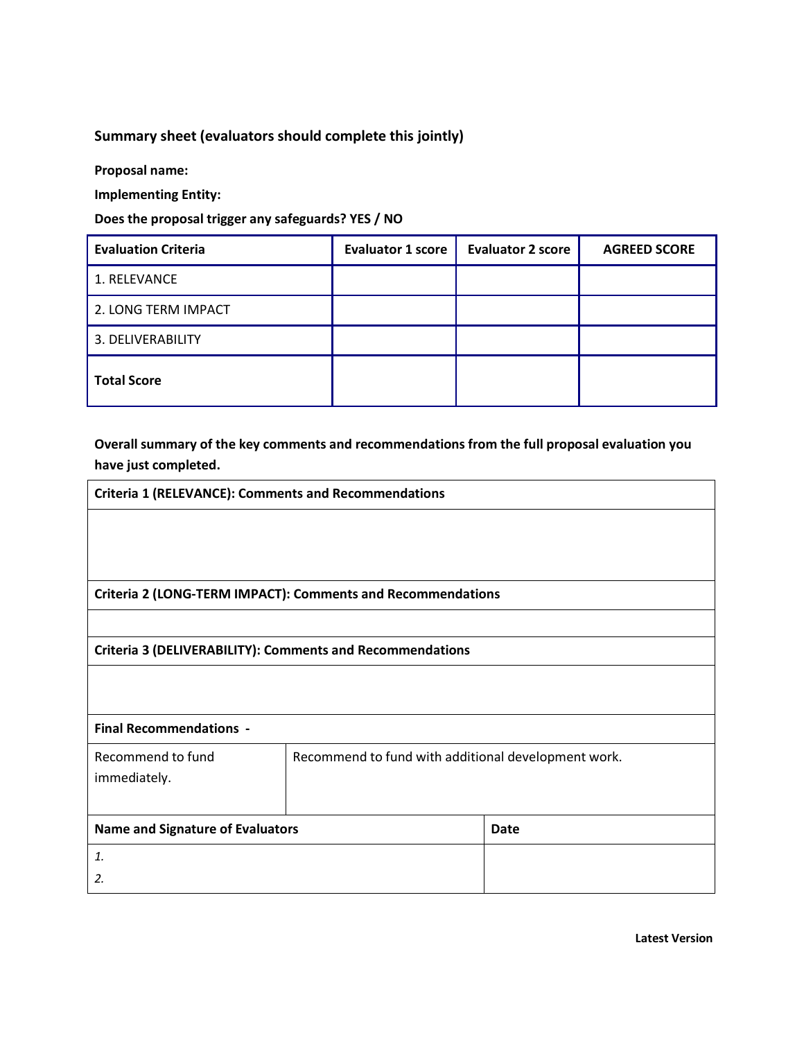**Summary sheet (evaluators should complete this jointly)**

**Proposal name:**

**Implementing Entity:**

**Does the proposal trigger any safeguards? YES / NO**

| Evaluation Criteria | Evaluator 1 score | Evaluator 2 score | AGREED SCORE |
|---|---|---|---|
| 1. RELEVANCE | | | |
| 2. LONG TERM IMPACT | | | |
| 3. DELIVERABILITY | | | |
| **Total Score** | | | |

**Overall summary of the key comments and recommendations from the full proposal evaluation you have just completed.**

| **Criteria 1 (RELEVANCE): Comments and Recommendations** | | |
|---|---|---|
| | | |
| **Criteria 2 (LONG-TERM IMPACT): Comments and Recommendations** | | |
| | | |
| **Criteria 3 (DELIVERABILITY): Comments and Recommendations** | | |
| | | |
| **Final Recommendations -** | | |
| Recommend to fund immediately. | Recommend to fund with additional development work. | |
| **Name and Signature of Evaluators** | | **Date** |
| *1.*<br>*2.* | | |

**Latest Version**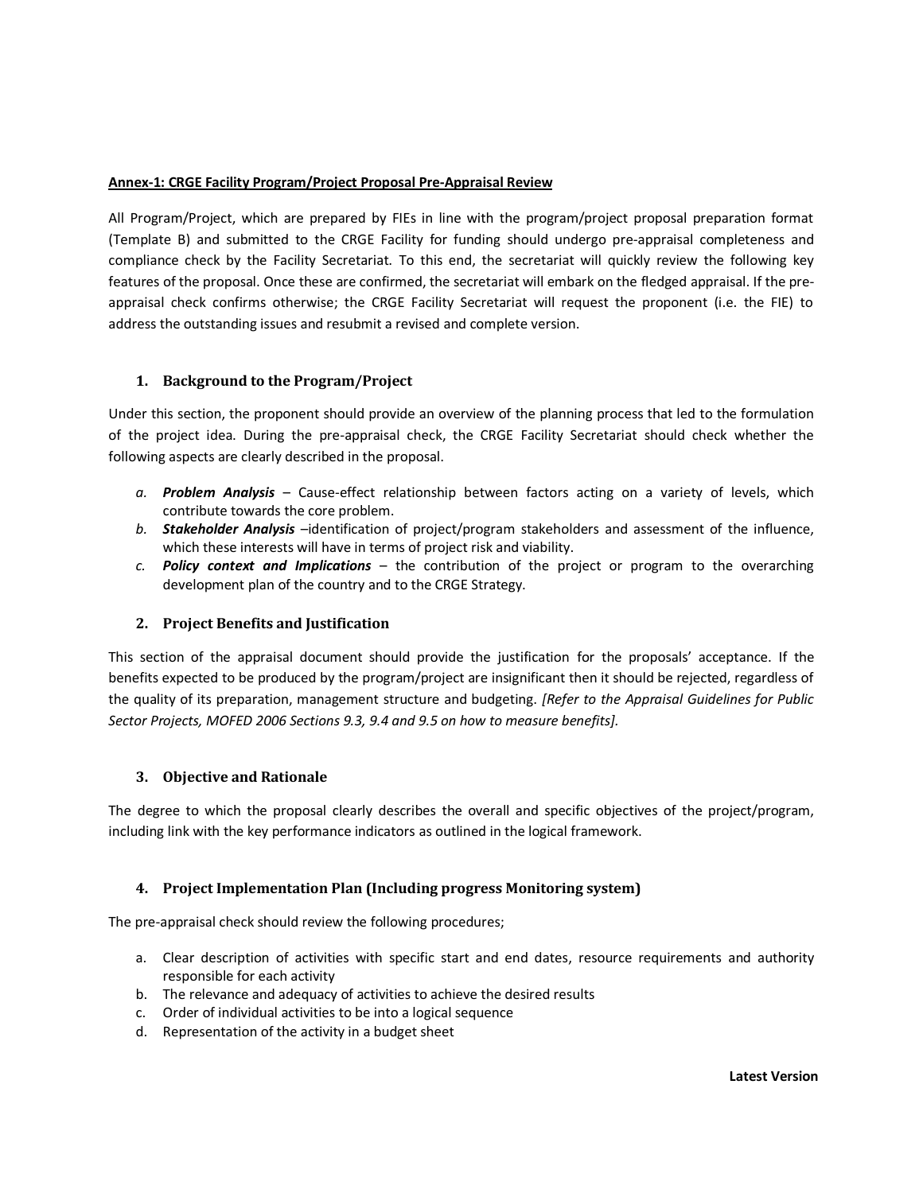**Annex-1: CRGE Facility Program/Project Proposal Pre-Appraisal Review**

All Program/Project, which are prepared by FIEs in line with the program/project proposal preparation format (Template B) and submitted to the CRGE Facility for funding should undergo pre-appraisal completeness and compliance check by the Facility Secretariat. To this end, the secretariat will quickly review the following key features of the proposal. Once these are confirmed, the secretariat will embark on the fledged appraisal. If the pre-appraisal check confirms otherwise; the CRGE Facility Secretariat will request the proponent (i.e. the FIE) to address the outstanding issues and resubmit a revised and complete version.

## 1. Background to the Program/Project

Under this section, the proponent should provide an overview of the planning process that led to the formulation of the project idea. During the pre-appraisal check, the CRGE Facility Secretariat should check whether the following aspects are clearly described in the proposal.

a. ***Problem Analysis*** – Cause-effect relationship between factors acting on a variety of levels, which contribute towards the core problem.
b. ***Stakeholder Analysis*** –identification of project/program stakeholders and assessment of the influence, which these interests will have in terms of project risk and viability.
c. ***Policy context and Implications*** – the contribution of the project or program to the overarching development plan of the country and to the CRGE Strategy.

## 2. Project Benefits and Justification

This section of the appraisal document should provide the justification for the proposals' acceptance. If the benefits expected to be produced by the program/project are insignificant then it should be rejected, regardless of the quality of its preparation, management structure and budgeting. *[Refer to the Appraisal Guidelines for Public Sector Projects, MOFED 2006 Sections 9.3, 9.4 and 9.5 on how to measure benefits].*

## 3. Objective and Rationale

The degree to which the proposal clearly describes the overall and specific objectives of the project/program, including link with the key performance indicators as outlined in the logical framework.

## 4. Project Implementation Plan (Including progress Monitoring system)

The pre-appraisal check should review the following procedures;

a. Clear description of activities with specific start and end dates, resource requirements and authority responsible for each activity
b. The relevance and adequacy of activities to achieve the desired results
c. Order of individual activities to be into a logical sequence
d. Representation of the activity in a budget sheet

**Latest Version**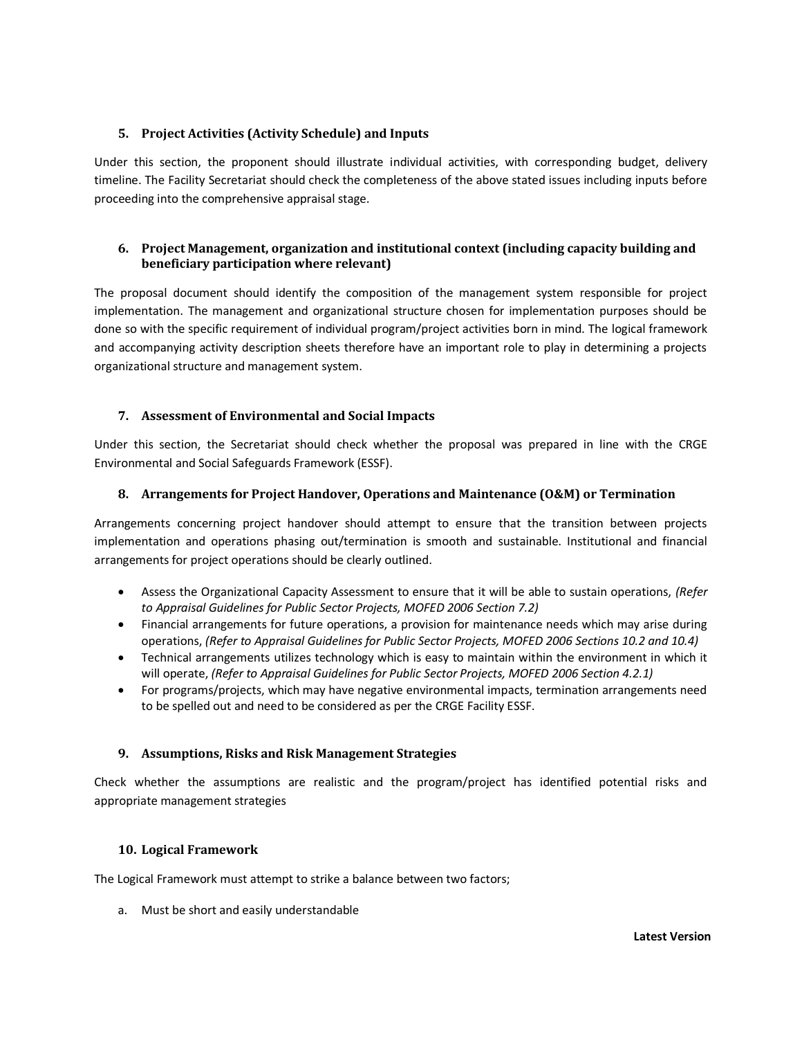### 5. Project Activities (Activity Schedule) and Inputs

Under this section, the proponent should illustrate individual activities, with corresponding budget, delivery timeline. The Facility Secretariat should check the completeness of the above stated issues including inputs before proceeding into the comprehensive appraisal stage.

### 6. Project Management, organization and institutional context (including capacity building and beneficiary participation where relevant)

The proposal document should identify the composition of the management system responsible for project implementation. The management and organizational structure chosen for implementation purposes should be done so with the specific requirement of individual program/project activities born in mind. The logical framework and accompanying activity description sheets therefore have an important role to play in determining a projects organizational structure and management system.

### 7. Assessment of Environmental and Social Impacts

Under this section, the Secretariat should check whether the proposal was prepared in line with the CRGE Environmental and Social Safeguards Framework (ESSF).

### 8. Arrangements for Project Handover, Operations and Maintenance (O&M) or Termination

Arrangements concerning project handover should attempt to ensure that the transition between projects implementation and operations phasing out/termination is smooth and sustainable. Institutional and financial arrangements for project operations should be clearly outlined.

- Assess the Organizational Capacity Assessment to ensure that it will be able to sustain operations, *(Refer to Appraisal Guidelines for Public Sector Projects, MOFED 2006 Section 7.2)*
- Financial arrangements for future operations, a provision for maintenance needs which may arise during operations, *(Refer to Appraisal Guidelines for Public Sector Projects, MOFED 2006 Sections 10.2 and 10.4)*
- Technical arrangements utilizes technology which is easy to maintain within the environment in which it will operate, *(Refer to Appraisal Guidelines for Public Sector Projects, MOFED 2006 Section 4.2.1)*
- For programs/projects, which may have negative environmental impacts, termination arrangements need to be spelled out and need to be considered as per the CRGE Facility ESSF.

### 9. Assumptions, Risks and Risk Management Strategies

Check whether the assumptions are realistic and the program/project has identified potential risks and appropriate management strategies

### 10. Logical Framework

The Logical Framework must attempt to strike a balance between two factors;

a. Must be short and easily understandable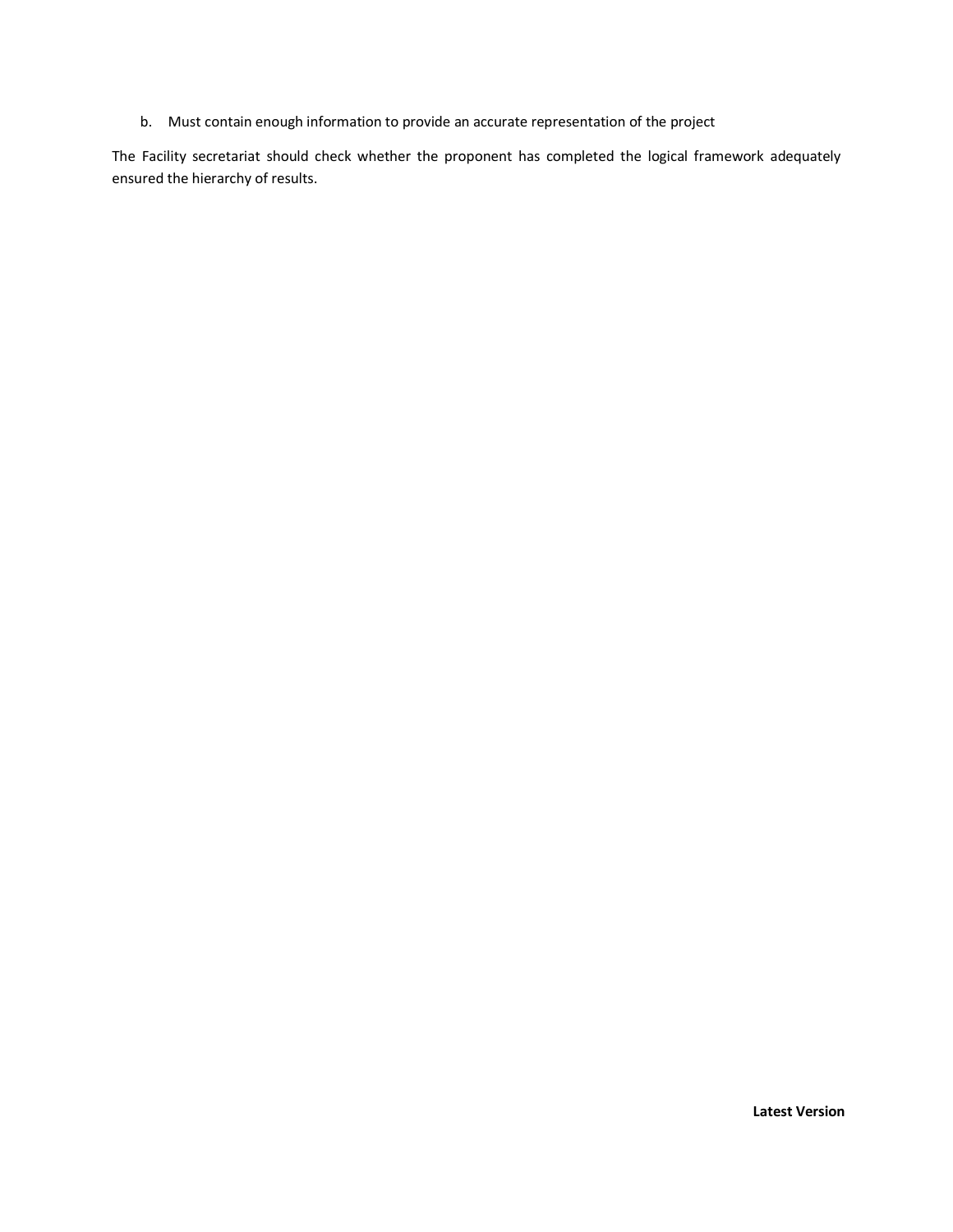b. Must contain enough information to provide an accurate representation of the project

The Facility secretariat should check whether the proponent has completed the logical framework adequately ensured the hierarchy of results.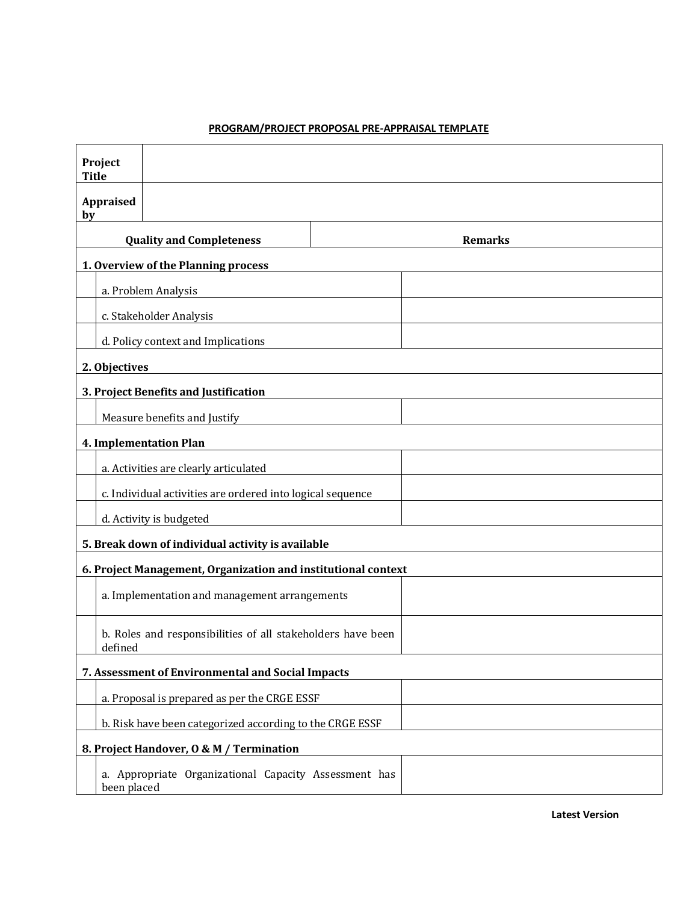**PROGRAM/PROJECT PROPOSAL PRE-APPRAISAL TEMPLATE**

| | |
|---|---|
| **Project Title** | |
| **Appraised by** | |

| | Quality and Completeness | Remarks |
|---|---|---|
| **1. Overview of the Planning process** | | |
| | a. Problem Analysis | |
| | c. Stakeholder Analysis | |
| | d. Policy context and Implications | |
| **2. Objectives** | | |
| **3. Project Benefits and Justification** | | |
| | Measure benefits and Justify | |
| **4. Implementation Plan** | | |
| | a. Activities are clearly articulated | |
| | c. Individual activities are ordered into logical sequence | |
| | d. Activity is budgeted | |
| **5. Break down of individual activity is available** | | |
| **6. Project Management, Organization and institutional context** | | |
| | a. Implementation and management arrangements | |
| | b. Roles and responsibilities of all stakeholders have been defined | |
| **7. Assessment of Environmental and Social Impacts** | | |
| | a. Proposal is prepared as per the CRGE ESSF | |
| | b. Risk have been categorized according to the CRGE ESSF | |
| **8. Project Handover, O & M / Termination** | | |
| | a. Appropriate Organizational Capacity Assessment has been placed | |

**Latest Version**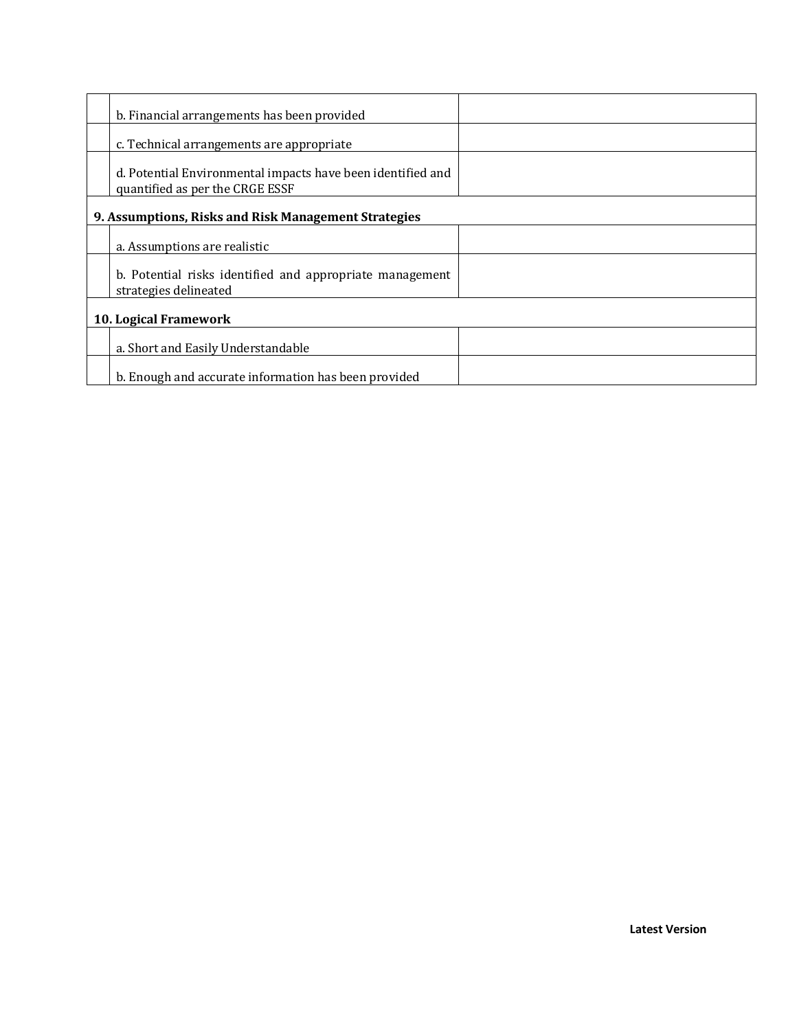| | | |
|---|---|---|
| | b. Financial arrangements has been provided | |
| | c. Technical arrangements are appropriate | |
| | d. Potential Environmental impacts have been identified and quantified as per the CRGE ESSF | |
| **9. Assumptions, Risks and Risk Management Strategies** | | |
| | a. Assumptions are realistic | |
| | b. Potential risks identified and appropriate management strategies delineated | |
| **10. Logical Framework** | | |
| | a. Short and Easily Understandable | |
| | b. Enough and accurate information has been provided | |

**Latest Version**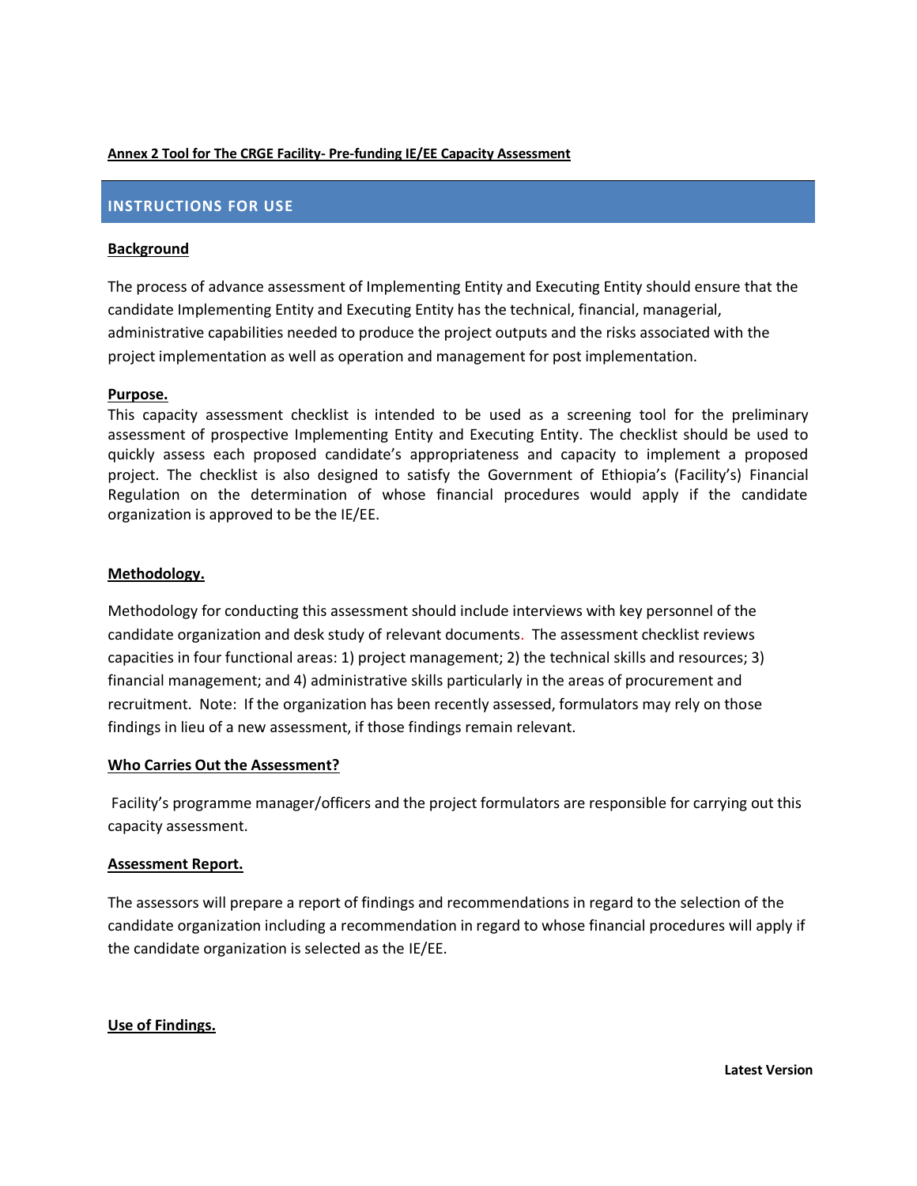**Annex 2 Tool for The CRGE Facility- Pre-funding IE/EE Capacity Assessment**

## INSTRUCTIONS FOR USE

**Background**

The process of advance assessment of Implementing Entity and Executing Entity should ensure that the candidate Implementing Entity and Executing Entity has the technical, financial, managerial, administrative capabilities needed to produce the project outputs and the risks associated with the project implementation as well as operation and management for post implementation.

**Purpose.**

This capacity assessment checklist is intended to be used as a screening tool for the preliminary assessment of prospective Implementing Entity and Executing Entity. The checklist should be used to quickly assess each proposed candidate's appropriateness and capacity to implement a proposed project. The checklist is also designed to satisfy the Government of Ethiopia's (Facility's) Financial Regulation on the determination of whose financial procedures would apply if the candidate organization is approved to be the IE/EE.

**Methodology.**

Methodology for conducting this assessment should include interviews with key personnel of the candidate organization and desk study of relevant documents. The assessment checklist reviews capacities in four functional areas: 1) project management; 2) the technical skills and resources; 3) financial management; and 4) administrative skills particularly in the areas of procurement and recruitment. Note: If the organization has been recently assessed, formulators may rely on those findings in lieu of a new assessment, if those findings remain relevant.

**Who Carries Out the Assessment?**

Facility's programme manager/officers and the project formulators are responsible for carrying out this capacity assessment.

**Assessment Report.**

The assessors will prepare a report of findings and recommendations in regard to the selection of the candidate organization including a recommendation in regard to whose financial procedures will apply if the candidate organization is selected as the IE/EE.

**Use of Findings.**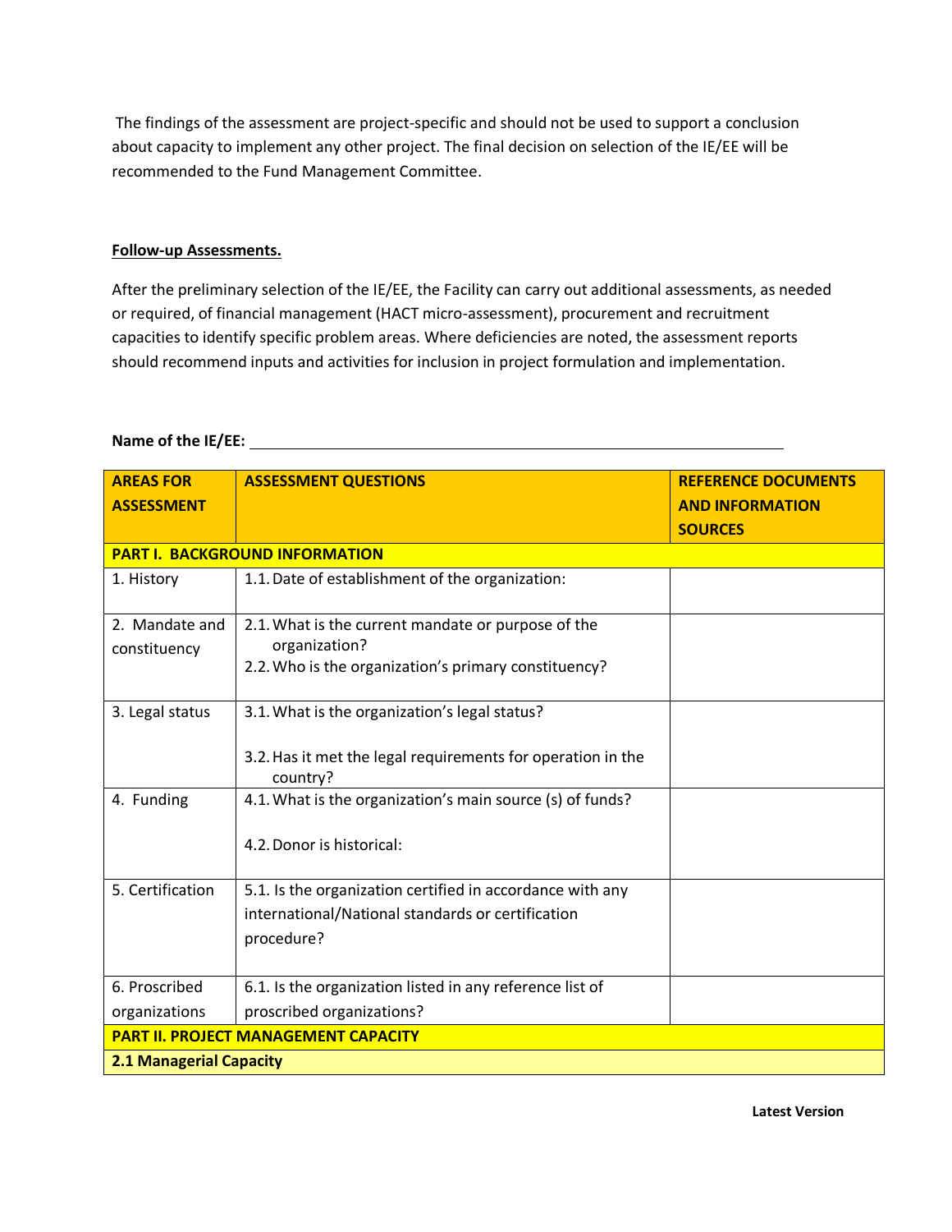The findings of the assessment are project-specific and should not be used to support a conclusion about capacity to implement any other project. The final decision on selection of the IE/EE will be recommended to the Fund Management Committee.

**Follow-up Assessments.**

After the preliminary selection of the IE/EE, the Facility can carry out additional assessments, as needed or required, of financial management (HACT micro-assessment), procurement and recruitment capacities to identify specific problem areas. Where deficiencies are noted, the assessment reports should recommend inputs and activities for inclusion in project formulation and implementation.

**Name of the IE/EE:** ______________________________________________

| AREAS FOR ASSESSMENT | ASSESSMENT QUESTIONS | REFERENCE DOCUMENTS AND INFORMATION SOURCES |
|---|---|---|
| **PART I. BACKGROUND INFORMATION** | | |
| 1. History | 1.1. Date of establishment of the organization: | |
| 2. Mandate and constituency | 2.1. What is the current mandate or purpose of the organization?<br>2.2. Who is the organization's primary constituency? | |
| 3. Legal status | 3.1. What is the organization's legal status?<br><br>3.2. Has it met the legal requirements for operation in the country? | |
| 4. Funding | 4.1. What is the organization's main source (s) of funds?<br><br>4.2. Donor is historical: | |
| 5. Certification | 5.1. Is the organization certified in accordance with any international/National standards or certification procedure? | |
| 6. Proscribed organizations | 6.1. Is the organization listed in any reference list of proscribed organizations? | |
| **PART II. PROJECT MANAGEMENT CAPACITY** | | |
| **2.1 Managerial Capacity** | | |

**Latest Version**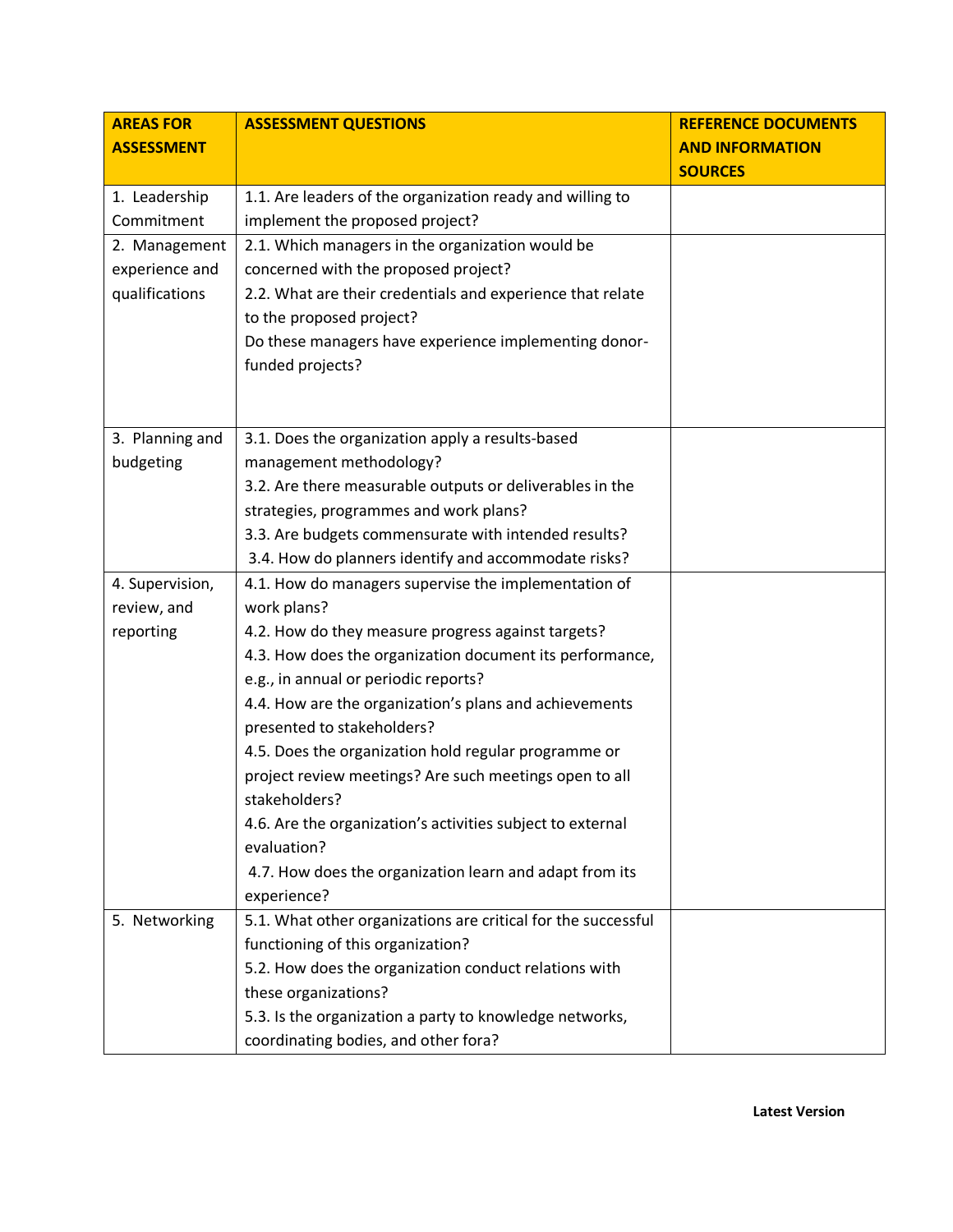| AREAS FOR ASSESSMENT | ASSESSMENT QUESTIONS | REFERENCE DOCUMENTS AND INFORMATION SOURCES |
|---|---|---|
| 1. Leadership Commitment | 1.1. Are leaders of the organization ready and willing to implement the proposed project? | |
| 2. Management experience and qualifications | 2.1. Which managers in the organization would be concerned with the proposed project?<br>2.2. What are their credentials and experience that relate to the proposed project?<br>Do these managers have experience implementing donor-funded projects? | |
| 3. Planning and budgeting | 3.1. Does the organization apply a results-based management methodology?<br>3.2. Are there measurable outputs or deliverables in the strategies, programmes and work plans?<br>3.3. Are budgets commensurate with intended results?<br>3.4. How do planners identify and accommodate risks? | |
| 4. Supervision, review, and reporting | 4.1. How do managers supervise the implementation of work plans?<br>4.2. How do they measure progress against targets?<br>4.3. How does the organization document its performance, e.g., in annual or periodic reports?<br>4.4. How are the organization's plans and achievements presented to stakeholders?<br>4.5. Does the organization hold regular programme or project review meetings? Are such meetings open to all stakeholders?<br>4.6. Are the organization's activities subject to external evaluation?<br>4.7. How does the organization learn and adapt from its experience? | |
| 5. Networking | 5.1. What other organizations are critical for the successful functioning of this organization?<br>5.2. How does the organization conduct relations with these organizations?<br>5.3. Is the organization a party to knowledge networks, coordinating bodies, and other fora? | |

**Latest Version**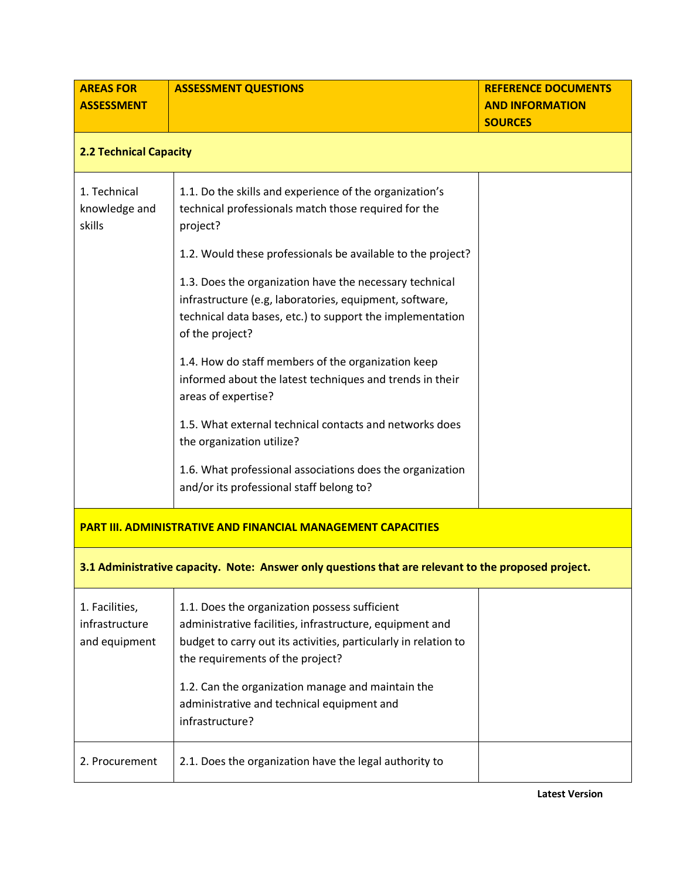| **AREAS FOR ASSESSMENT** | **ASSESSMENT QUESTIONS** | **REFERENCE DOCUMENTS AND INFORMATION SOURCES** |
|---|---|---|
| **2.2 Technical Capacity** | | |
| 1. Technical knowledge and skills | 1.1. Do the skills and experience of the organization's technical professionals match those required for the project?<br><br>1.2. Would these professionals be available to the project?<br><br>1.3. Does the organization have the necessary technical infrastructure (e.g, laboratories, equipment, software, technical data bases, etc.) to support the implementation of the project?<br><br>1.4. How do staff members of the organization keep informed about the latest techniques and trends in their areas of expertise?<br><br>1.5. What external technical contacts and networks does the organization utilize?<br><br>1.6. What professional associations does the organization and/or its professional staff belong to? | |
| **PART III. ADMINISTRATIVE AND FINANCIAL MANAGEMENT CAPACITIES** | | |
| **3.1 Administrative capacity. Note: Answer only questions that are relevant to the proposed project.** | | |
| 1. Facilities, infrastructure and equipment | 1.1. Does the organization possess sufficient administrative facilities, infrastructure, equipment and budget to carry out its activities, particularly in relation to the requirements of the project?<br><br>1.2. Can the organization manage and maintain the administrative and technical equipment and infrastructure? | |
| 2. Procurement | 2.1. Does the organization have the legal authority to | |

**Latest Version**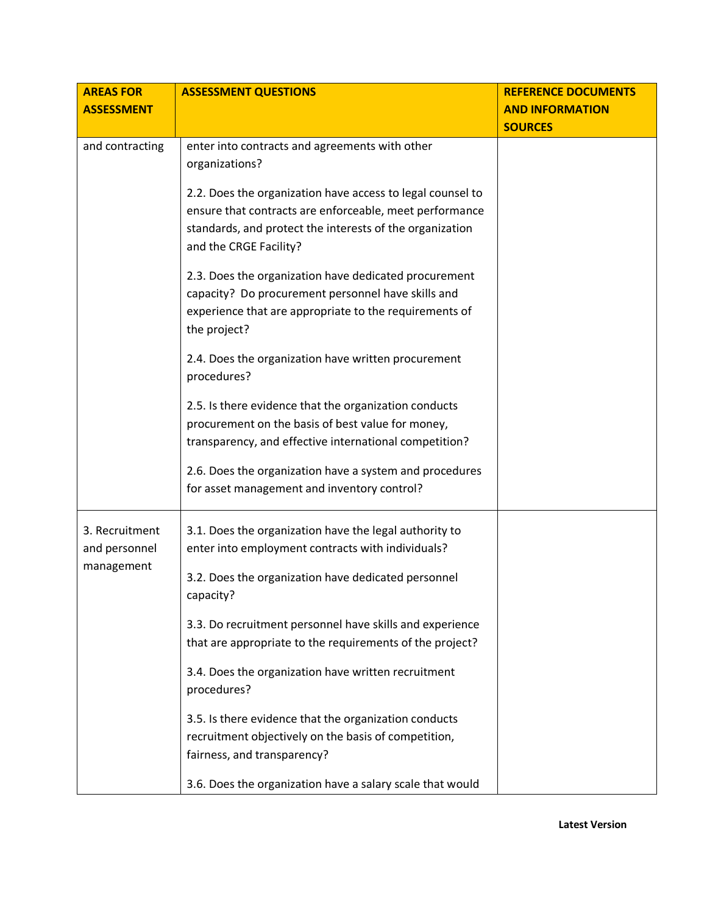| AREAS FOR ASSESSMENT | ASSESSMENT QUESTIONS | REFERENCE DOCUMENTS AND INFORMATION SOURCES |
|---|---|---|
| and contracting | enter into contracts and agreements with other organizations?<br><br>2.2. Does the organization have access to legal counsel to ensure that contracts are enforceable, meet performance standards, and protect the interests of the organization and the CRGE Facility?<br><br>2.3. Does the organization have dedicated procurement capacity? Do procurement personnel have skills and experience that are appropriate to the requirements of the project?<br><br>2.4. Does the organization have written procurement procedures?<br><br>2.5. Is there evidence that the organization conducts procurement on the basis of best value for money, transparency, and effective international competition?<br><br>2.6. Does the organization have a system and procedures for asset management and inventory control? | |
| 3. Recruitment and personnel management | 3.1. Does the organization have the legal authority to enter into employment contracts with individuals?<br><br>3.2. Does the organization have dedicated personnel capacity?<br><br>3.3. Do recruitment personnel have skills and experience that are appropriate to the requirements of the project?<br><br>3.4. Does the organization have written recruitment procedures?<br><br>3.5. Is there evidence that the organization conducts recruitment objectively on the basis of competition, fairness, and transparency?<br><br>3.6. Does the organization have a salary scale that would | |

**Latest Version**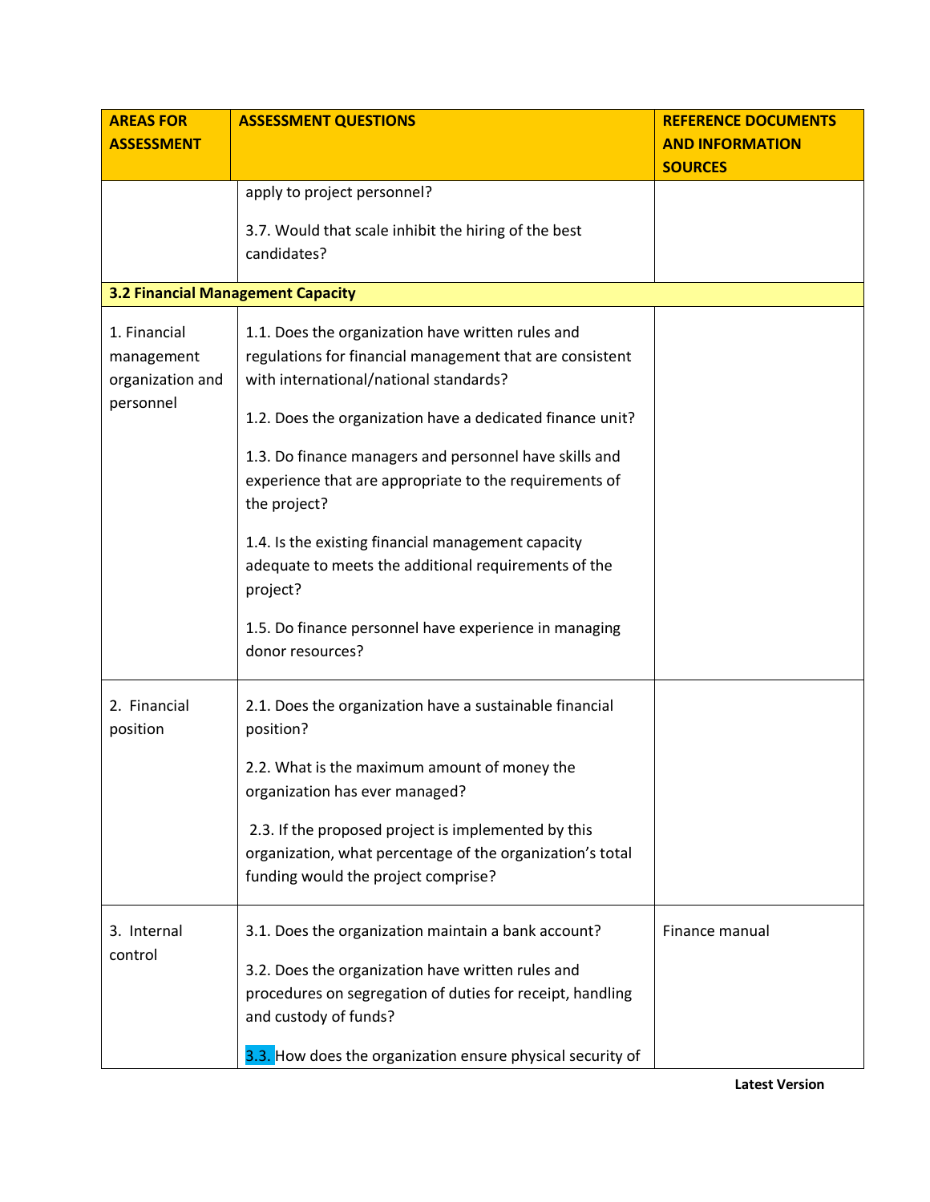| AREAS FOR ASSESSMENT | ASSESSMENT QUESTIONS | REFERENCE DOCUMENTS AND INFORMATION SOURCES |
|---|---|---|
| | apply to project personnel?<br><br>3.7. Would that scale inhibit the hiring of the best candidates? | |
| **3.2 Financial Management Capacity** | | |
| 1. Financial management organization and personnel | 1.1. Does the organization have written rules and regulations for financial management that are consistent with international/national standards?<br><br>1.2. Does the organization have a dedicated finance unit?<br><br>1.3. Do finance managers and personnel have skills and experience that are appropriate to the requirements of the project?<br><br>1.4. Is the existing financial management capacity adequate to meets the additional requirements of the project?<br><br>1.5. Do finance personnel have experience in managing donor resources? | |
| 2. Financial position | 2.1. Does the organization have a sustainable financial position?<br><br>2.2. What is the maximum amount of money the organization has ever managed?<br><br>2.3. If the proposed project is implemented by this organization, what percentage of the organization's total funding would the project comprise? | |
| 3. Internal control | 3.1. Does the organization maintain a bank account?<br><br>3.2. Does the organization have written rules and procedures on segregation of duties for receipt, handling and custody of funds?<br><br>3.3. How does the organization ensure physical security of | Finance manual |

Latest Version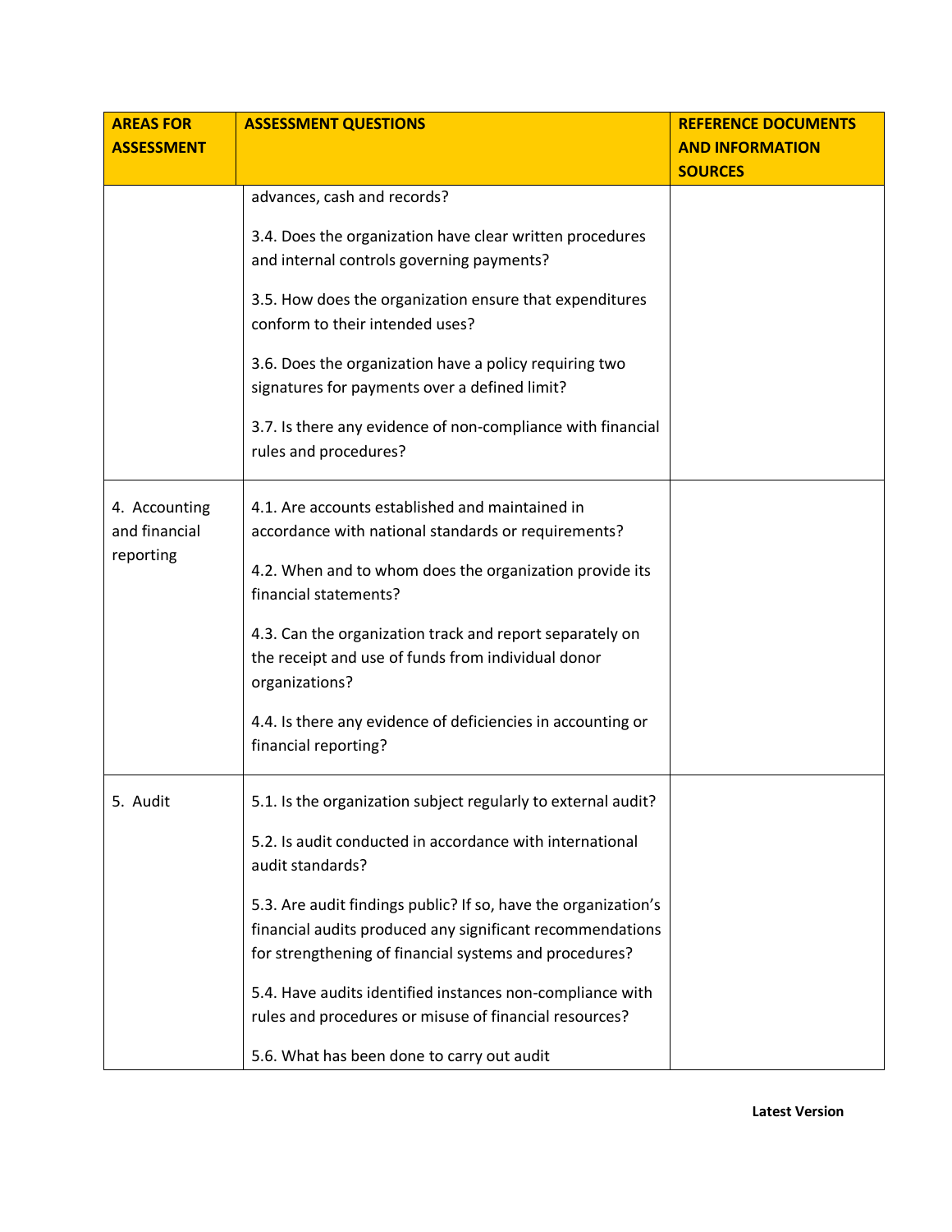| AREAS FOR ASSESSMENT | ASSESSMENT QUESTIONS | REFERENCE DOCUMENTS AND INFORMATION SOURCES |
|---|---|---|
| | advances, cash and records?<br><br>3.4. Does the organization have clear written procedures and internal controls governing payments?<br><br>3.5. How does the organization ensure that expenditures conform to their intended uses?<br><br>3.6. Does the organization have a policy requiring two signatures for payments over a defined limit?<br><br>3.7. Is there any evidence of non-compliance with financial rules and procedures? | |
| 4. Accounting and financial reporting | 4.1. Are accounts established and maintained in accordance with national standards or requirements?<br><br>4.2. When and to whom does the organization provide its financial statements?<br><br>4.3. Can the organization track and report separately on the receipt and use of funds from individual donor organizations?<br><br>4.4. Is there any evidence of deficiencies in accounting or financial reporting? | |
| 5. Audit | 5.1. Is the organization subject regularly to external audit?<br><br>5.2. Is audit conducted in accordance with international audit standards?<br><br>5.3. Are audit findings public? If so, have the organization's financial audits produced any significant recommendations for strengthening of financial systems and procedures?<br><br>5.4. Have audits identified instances non-compliance with rules and procedures or misuse of financial resources?<br><br>5.6. What has been done to carry out audit | |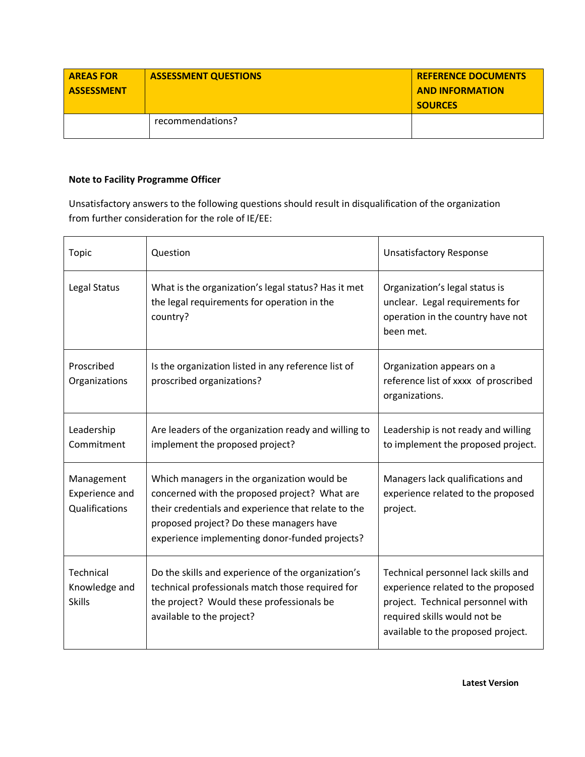| AREAS FOR ASSESSMENT | ASSESSMENT QUESTIONS | REFERENCE DOCUMENTS AND INFORMATION SOURCES |
|---|---|---|
| | recommendations? | |

**Note to Facility Programme Officer**

Unsatisfactory answers to the following questions should result in disqualification of the organization from further consideration for the role of IE/EE:

| Topic | Question | Unsatisfactory Response |
|---|---|---|
| Legal Status | What is the organization's legal status? Has it met the legal requirements for operation in the country? | Organization's legal status is unclear. Legal requirements for operation in the country have not been met. |
| Proscribed Organizations | Is the organization listed in any reference list of proscribed organizations? | Organization appears on a reference list of xxxx of proscribed organizations. |
| Leadership Commitment | Are leaders of the organization ready and willing to implement the proposed project? | Leadership is not ready and willing to implement the proposed project. |
| Management Experience and Qualifications | Which managers in the organization would be concerned with the proposed project? What are their credentials and experience that relate to the proposed project? Do these managers have experience implementing donor-funded projects? | Managers lack qualifications and experience related to the proposed project. |
| Technical Knowledge and Skills | Do the skills and experience of the organization's technical professionals match those required for the project? Would these professionals be available to the project? | Technical personnel lack skills and experience related to the proposed project. Technical personnel with required skills would not be available to the proposed project. |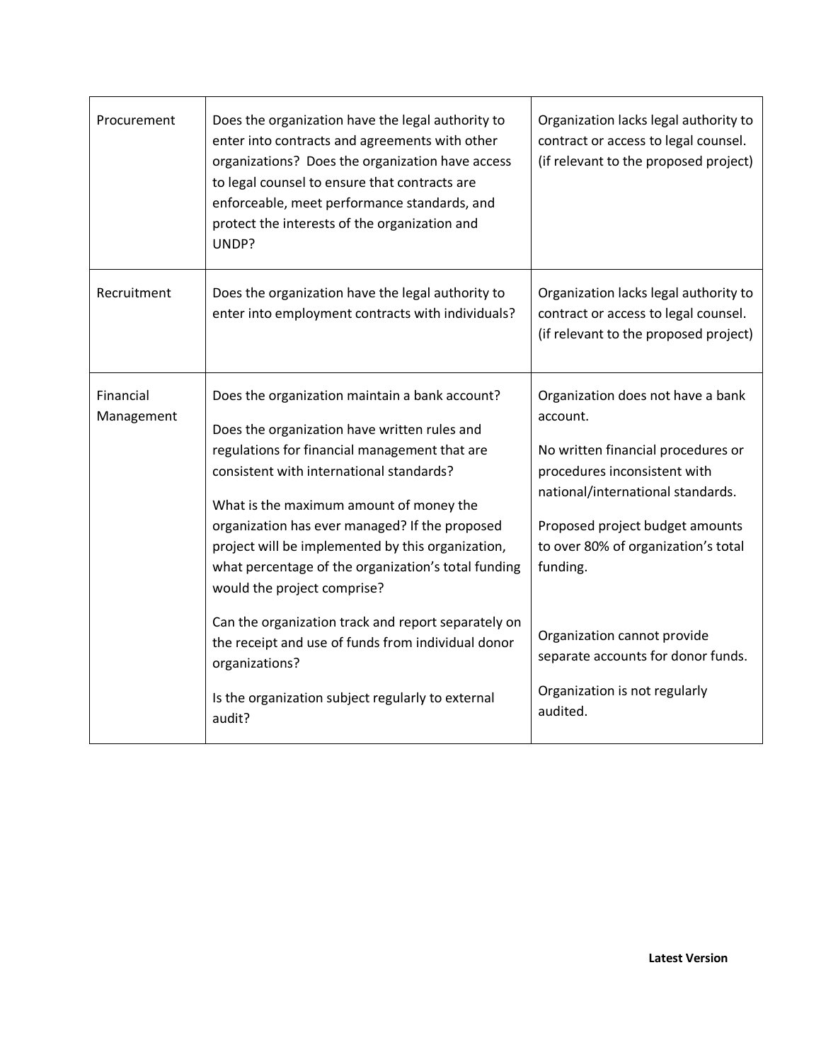| | | |
|---|---|---|
| Procurement | Does the organization have the legal authority to enter into contracts and agreements with other organizations? Does the organization have access to legal counsel to ensure that contracts are enforceable, meet performance standards, and protect the interests of the organization and UNDP? | Organization lacks legal authority to contract or access to legal counsel. (if relevant to the proposed project) |
| Recruitment | Does the organization have the legal authority to enter into employment contracts with individuals? | Organization lacks legal authority to contract or access to legal counsel. (if relevant to the proposed project) |
| Financial Management | Does the organization maintain a bank account?<br><br>Does the organization have written rules and regulations for financial management that are consistent with international standards?<br><br>What is the maximum amount of money the organization has ever managed? If the proposed project will be implemented by this organization, what percentage of the organization's total funding would the project comprise?<br><br>Can the organization track and report separately on the receipt and use of funds from individual donor organizations?<br><br>Is the organization subject regularly to external audit? | Organization does not have a bank account.<br><br>No written financial procedures or procedures inconsistent with national/international standards.<br><br>Proposed project budget amounts to over 80% of organization's total funding.<br><br>Organization cannot provide separate accounts for donor funds.<br><br>Organization is not regularly audited. |

**Latest Version**